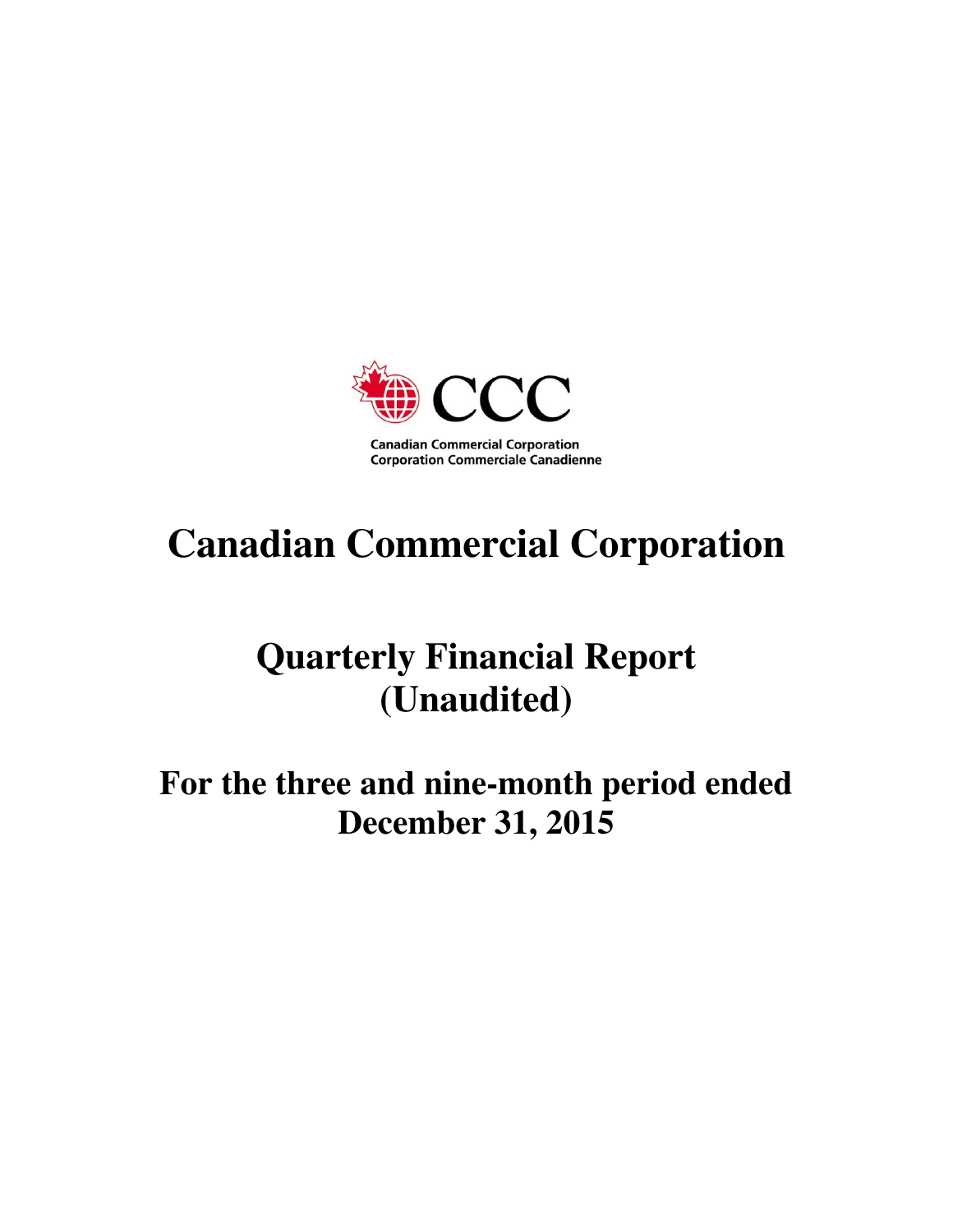CCC

Canadian Commercial Corporation
Corporation Commerciale Canadienne

# Canadian Commercial Corporation

## Quarterly Financial Report (Unaudited)

## For the three and nine-month period ended December 31, 2015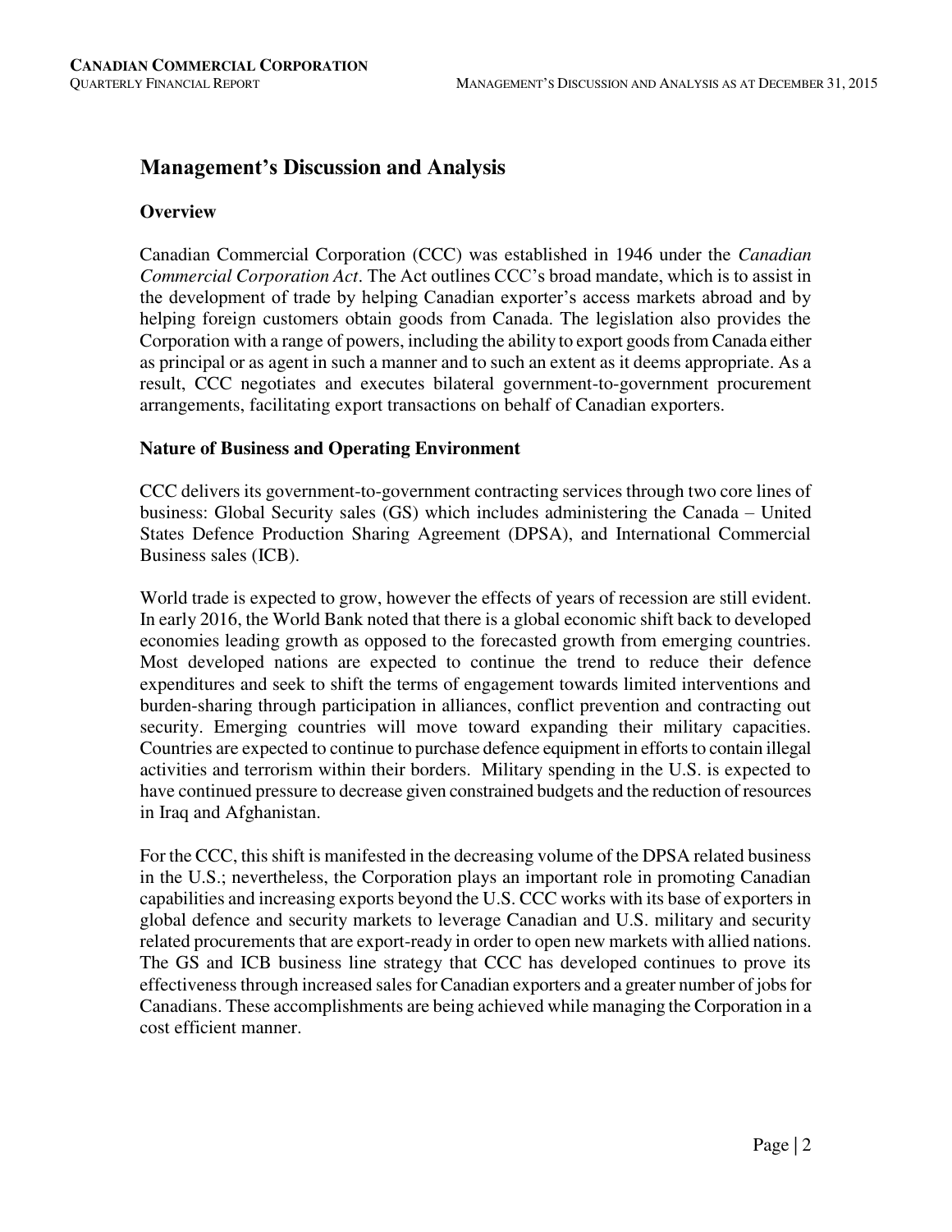# Management's Discussion and Analysis

## Overview

Canadian Commercial Corporation (CCC) was established in 1946 under the *Canadian Commercial Corporation Act*. The Act outlines CCC's broad mandate, which is to assist in the development of trade by helping Canadian exporter's access markets abroad and by helping foreign customers obtain goods from Canada. The legislation also provides the Corporation with a range of powers, including the ability to export goods from Canada either as principal or as agent in such a manner and to such an extent as it deems appropriate. As a result, CCC negotiates and executes bilateral government-to-government procurement arrangements, facilitating export transactions on behalf of Canadian exporters.

## Nature of Business and Operating Environment

CCC delivers its government-to-government contracting services through two core lines of business: Global Security sales (GS) which includes administering the Canada – United States Defence Production Sharing Agreement (DPSA), and International Commercial Business sales (ICB).

World trade is expected to grow, however the effects of years of recession are still evident. In early 2016, the World Bank noted that there is a global economic shift back to developed economies leading growth as opposed to the forecasted growth from emerging countries. Most developed nations are expected to continue the trend to reduce their defence expenditures and seek to shift the terms of engagement towards limited interventions and burden-sharing through participation in alliances, conflict prevention and contracting out security. Emerging countries will move toward expanding their military capacities. Countries are expected to continue to purchase defence equipment in efforts to contain illegal activities and terrorism within their borders. Military spending in the U.S. is expected to have continued pressure to decrease given constrained budgets and the reduction of resources in Iraq and Afghanistan.

For the CCC, this shift is manifested in the decreasing volume of the DPSA related business in the U.S.; nevertheless, the Corporation plays an important role in promoting Canadian capabilities and increasing exports beyond the U.S. CCC works with its base of exporters in global defence and security markets to leverage Canadian and U.S. military and security related procurements that are export-ready in order to open new markets with allied nations. The GS and ICB business line strategy that CCC has developed continues to prove its effectiveness through increased sales for Canadian exporters and a greater number of jobs for Canadians. These accomplishments are being achieved while managing the Corporation in a cost efficient manner.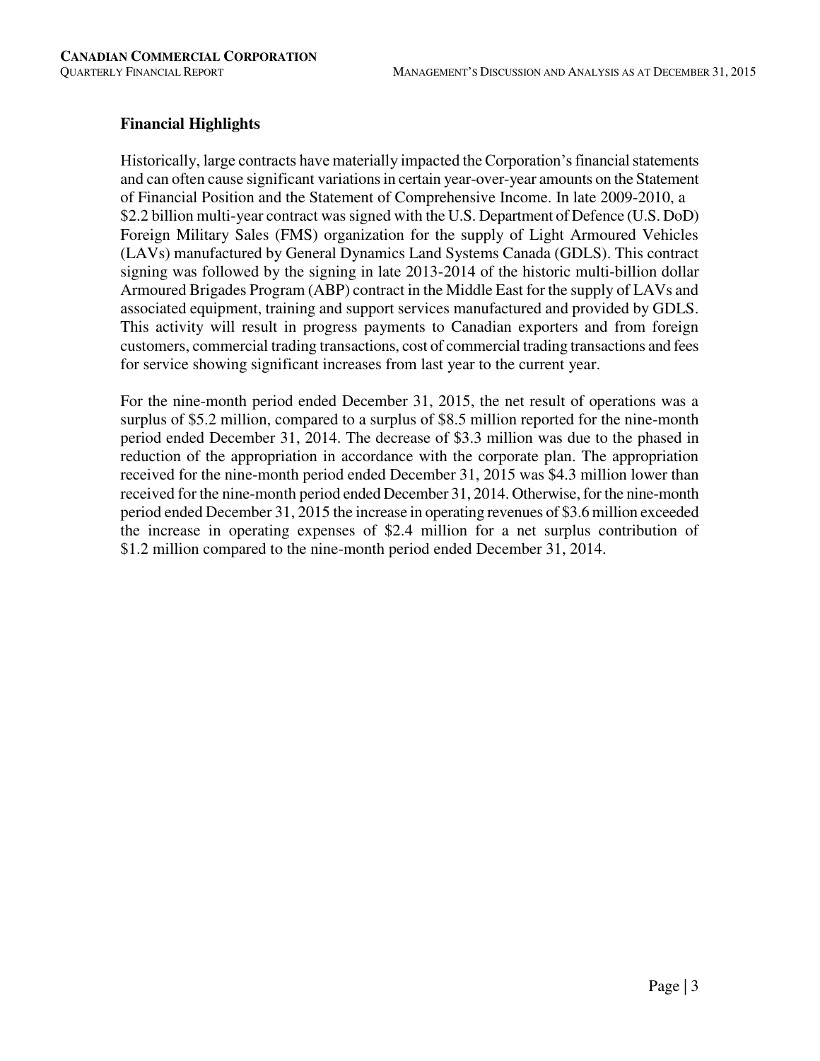## Financial Highlights

Historically, large contracts have materially impacted the Corporation's financial statements and can often cause significant variations in certain year-over-year amounts on the Statement of Financial Position and the Statement of Comprehensive Income. In late 2009-2010, a $2.2 billion multi-year contract was signed with the U.S. Department of Defence (U.S. DoD) Foreign Military Sales (FMS) organization for the supply of Light Armoured Vehicles (LAVs) manufactured by General Dynamics Land Systems Canada (GDLS). This contract signing was followed by the signing in late 2013-2014 of the historic multi-billion dollar Armoured Brigades Program (ABP) contract in the Middle East for the supply of LAVs and associated equipment, training and support services manufactured and provided by GDLS. This activity will result in progress payments to Canadian exporters and from foreign customers, commercial trading transactions, cost of commercial trading transactions and fees for service showing significant increases from last year to the current year.

For the nine-month period ended December 31, 2015, the net result of operations was a surplus of $5.2 million, compared to a surplus of $8.5 million reported for the nine-month period ended December 31, 2014. The decrease of $3.3 million was due to the phased in reduction of the appropriation in accordance with the corporate plan. The appropriation received for the nine-month period ended December 31, 2015 was $4.3 million lower than received for the nine-month period ended December 31, 2014. Otherwise, for the nine-month period ended December 31, 2015 the increase in operating revenues of $3.6 million exceeded the increase in operating expenses of $2.4 million for a net surplus contribution of $1.2 million compared to the nine-month period ended December 31, 2014.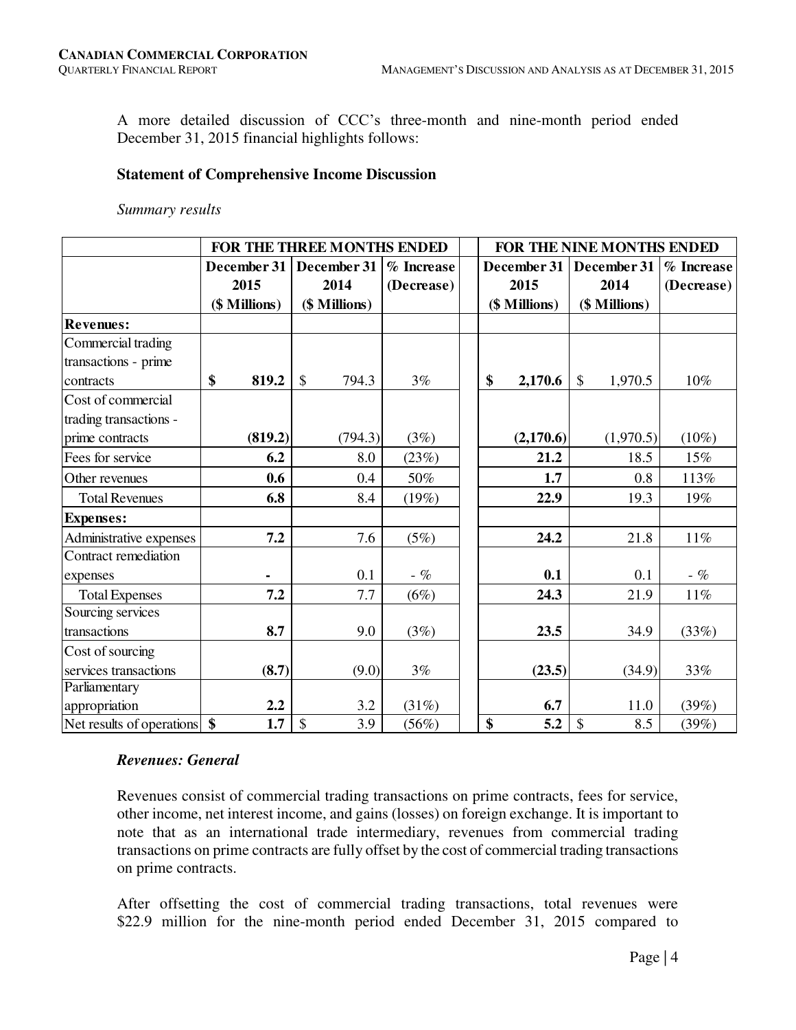A more detailed discussion of CCC's three-month and nine-month period ended December 31, 2015 financial highlights follows:

**Statement of Comprehensive Income Discussion**

*Summary results*

| | FOR THE THREE MONTHS ENDED | | | FOR THE NINE MONTHS ENDED | | |
|---|---|---|---|---|---|---|
| | December 31 2015 ($ Millions) | December 31 2014 ($ Millions) | % Increase (Decrease) | December 31 2015 ($ Millions) | December 31 2014 ($ Millions) | % Increase (Decrease) |
| **Revenues:** | | | | | | |
| Commercial trading transactions - prime contracts | **$ 819.2** | $ 794.3 | 3% | **$ 2,170.6** | $ 1,970.5 | 10% |
| Cost of commercial trading transactions - prime contracts | **(819.2)** | (794.3) | (3%) | **(2,170.6)** | (1,970.5) | (10%) |
| Fees for service | **6.2** | 8.0 | (23%) | **21.2** | 18.5 | 15% |
| Other revenues | **0.6** | 0.4 | 50% | **1.7** | 0.8 | 113% |
| Total Revenues | **6.8** | 8.4 | (19%) | **22.9** | 19.3 | 19% |
| **Expenses:** | | | | | | |
| Administrative expenses | **7.2** | 7.6 | (5%) | **24.2** | 21.8 | 11% |
| Contract remediation expenses | **-** | 0.1 | - % | **0.1** | 0.1 | - % |
| Total Expenses | **7.2** | 7.7 | (6%) | **24.3** | 21.9 | 11% |
| Sourcing services transactions | **8.7** | 9.0 | (3%) | **23.5** | 34.9 | (33%) |
| Cost of sourcing services transactions | **(8.7)** | (9.0) | 3% | **(23.5)** | (34.9) | 33% |
| Parliamentary appropriation | **2.2** | 3.2 | (31%) | **6.7** | 11.0 | (39%) |
| Net results of operations | **$ 1.7** | $ 3.9 | (56%) | **$ 5.2** | $ 8.5 | (39%) |

***Revenues: General***

Revenues consist of commercial trading transactions on prime contracts, fees for service, other income, net interest income, and gains (losses) on foreign exchange. It is important to note that as an international trade intermediary, revenues from commercial trading transactions on prime contracts are fully offset by the cost of commercial trading transactions on prime contracts.

After offsetting the cost of commercial trading transactions, total revenues were $22.9 million for the nine-month period ended December 31, 2015 compared to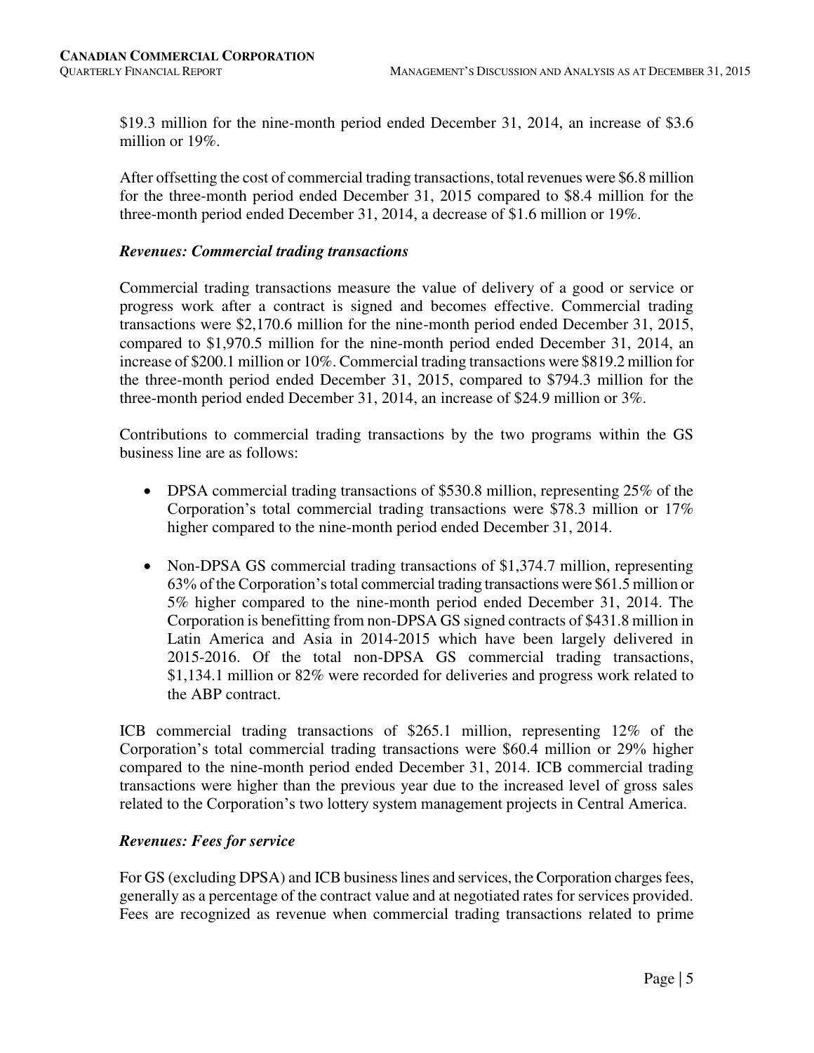$19.3 million for the nine-month period ended December 31, 2014, an increase of $3.6 million or 19%.

After offsetting the cost of commercial trading transactions, total revenues were $6.8 million for the three-month period ended December 31, 2015 compared to $8.4 million for the three-month period ended December 31, 2014, a decrease of $1.6 million or 19%.

***Revenues: Commercial trading transactions***

Commercial trading transactions measure the value of delivery of a good or service or progress work after a contract is signed and becomes effective. Commercial trading transactions were $2,170.6 million for the nine-month period ended December 31, 2015, compared to $1,970.5 million for the nine-month period ended December 31, 2014, an increase of $200.1 million or 10%. Commercial trading transactions were $819.2 million for the three-month period ended December 31, 2015, compared to $794.3 million for the three-month period ended December 31, 2014, an increase of $24.9 million or 3%.

Contributions to commercial trading transactions by the two programs within the GS business line are as follows:

- DPSA commercial trading transactions of $530.8 million, representing 25% of the Corporation's total commercial trading transactions were $78.3 million or 17% higher compared to the nine-month period ended December 31, 2014.

- Non-DPSA GS commercial trading transactions of $1,374.7 million, representing 63% of the Corporation's total commercial trading transactions were $61.5 million or 5% higher compared to the nine-month period ended December 31, 2014. The Corporation is benefitting from non-DPSA GS signed contracts of $431.8 million in Latin America and Asia in 2014-2015 which have been largely delivered in 2015-2016. Of the total non-DPSA GS commercial trading transactions, $1,134.1 million or 82% were recorded for deliveries and progress work related to the ABP contract.

ICB commercial trading transactions of $265.1 million, representing 12% of the Corporation's total commercial trading transactions were $60.4 million or 29% higher compared to the nine-month period ended December 31, 2014. ICB commercial trading transactions were higher than the previous year due to the increased level of gross sales related to the Corporation's two lottery system management projects in Central America.

***Revenues: Fees for service***

For GS (excluding DPSA) and ICB business lines and services, the Corporation charges fees, generally as a percentage of the contract value and at negotiated rates for services provided. Fees are recognized as revenue when commercial trading transactions related to prime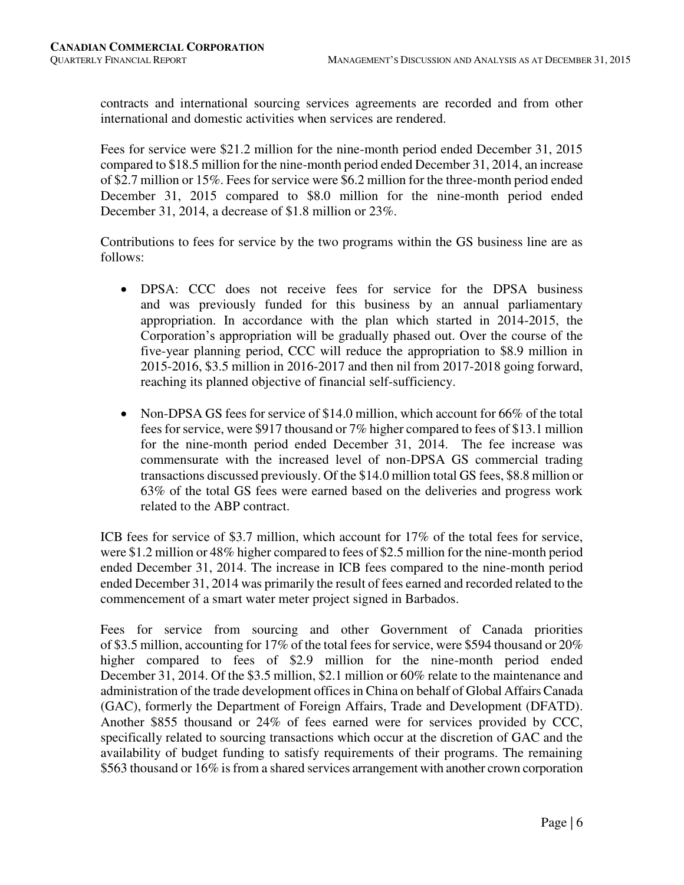contracts and international sourcing services agreements are recorded and from other international and domestic activities when services are rendered.

Fees for service were $21.2 million for the nine-month period ended December 31, 2015 compared to $18.5 million for the nine-month period ended December 31, 2014, an increase of $2.7 million or 15%. Fees for service were $6.2 million for the three-month period ended December 31, 2015 compared to $8.0 million for the nine-month period ended December 31, 2014, a decrease of $1.8 million or 23%.

Contributions to fees for service by the two programs within the GS business line are as follows:

- DPSA: CCC does not receive fees for service for the DPSA business and was previously funded for this business by an annual parliamentary appropriation. In accordance with the plan which started in 2014-2015, the Corporation's appropriation will be gradually phased out. Over the course of the five-year planning period, CCC will reduce the appropriation to $8.9 million in 2015-2016, $3.5 million in 2016-2017 and then nil from 2017-2018 going forward, reaching its planned objective of financial self-sufficiency.

- Non-DPSA GS fees for service of $14.0 million, which account for 66% of the total fees for service, were $917 thousand or 7% higher compared to fees of $13.1 million for the nine-month period ended December 31, 2014. The fee increase was commensurate with the increased level of non-DPSA GS commercial trading transactions discussed previously. Of the $14.0 million total GS fees, $8.8 million or 63% of the total GS fees were earned based on the deliveries and progress work related to the ABP contract.

ICB fees for service of $3.7 million, which account for 17% of the total fees for service, were $1.2 million or 48% higher compared to fees of $2.5 million for the nine-month period ended December 31, 2014. The increase in ICB fees compared to the nine-month period ended December 31, 2014 was primarily the result of fees earned and recorded related to the commencement of a smart water meter project signed in Barbados.

Fees for service from sourcing and other Government of Canada priorities of $3.5 million, accounting for 17% of the total fees for service, were $594 thousand or 20% higher compared to fees of $2.9 million for the nine-month period ended December 31, 2014. Of the $3.5 million, $2.1 million or 60% relate to the maintenance and administration of the trade development offices in China on behalf of Global Affairs Canada (GAC), formerly the Department of Foreign Affairs, Trade and Development (DFATD). Another $855 thousand or 24% of fees earned were for services provided by CCC, specifically related to sourcing transactions which occur at the discretion of GAC and the availability of budget funding to satisfy requirements of their programs. The remaining $563 thousand or 16% is from a shared services arrangement with another crown corporation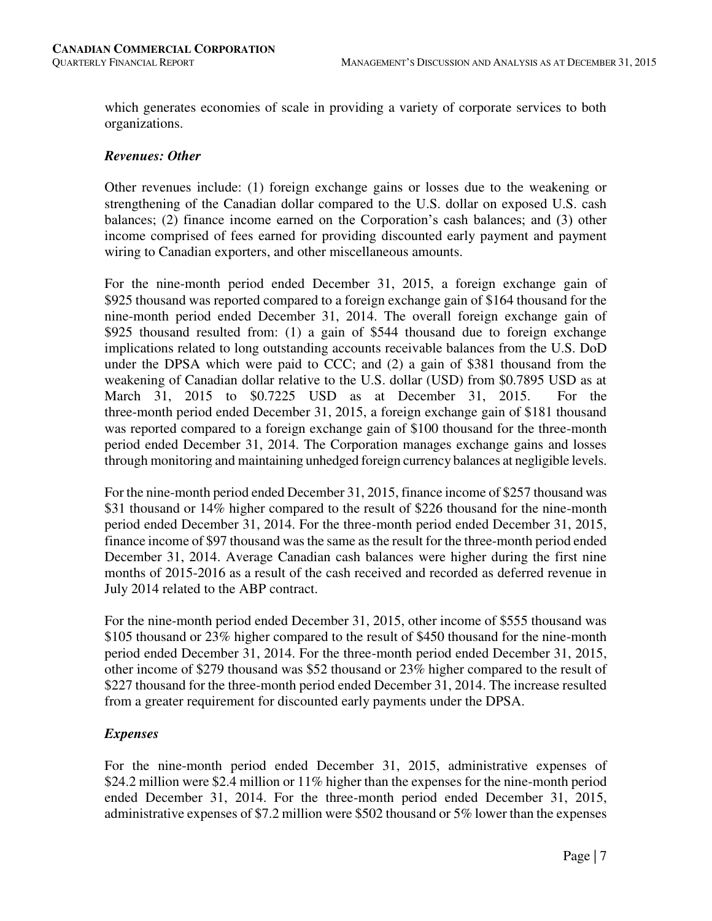which generates economies of scale in providing a variety of corporate services to both organizations.

### *Revenues: Other*

Other revenues include: (1) foreign exchange gains or losses due to the weakening or strengthening of the Canadian dollar compared to the U.S. dollar on exposed U.S. cash balances; (2) finance income earned on the Corporation's cash balances; and (3) other income comprised of fees earned for providing discounted early payment and payment wiring to Canadian exporters, and other miscellaneous amounts.

For the nine-month period ended December 31, 2015, a foreign exchange gain of \$925 thousand was reported compared to a foreign exchange gain of \$164 thousand for the nine-month period ended December 31, 2014. The overall foreign exchange gain of \$925 thousand resulted from: (1) a gain of \$544 thousand due to foreign exchange implications related to long outstanding accounts receivable balances from the U.S. DoD under the DPSA which were paid to CCC; and (2) a gain of \$381 thousand from the weakening of Canadian dollar relative to the U.S. dollar (USD) from \$0.7895 USD as at March 31, 2015 to \$0.7225 USD as at December 31, 2015. For the three-month period ended December 31, 2015, a foreign exchange gain of \$181 thousand was reported compared to a foreign exchange gain of \$100 thousand for the three-month period ended December 31, 2014. The Corporation manages exchange gains and losses through monitoring and maintaining unhedged foreign currency balances at negligible levels.

For the nine-month period ended December 31, 2015, finance income of \$257 thousand was \$31 thousand or 14% higher compared to the result of \$226 thousand for the nine-month period ended December 31, 2014. For the three-month period ended December 31, 2015, finance income of \$97 thousand was the same as the result for the three-month period ended December 31, 2014. Average Canadian cash balances were higher during the first nine months of 2015-2016 as a result of the cash received and recorded as deferred revenue in July 2014 related to the ABP contract.

For the nine-month period ended December 31, 2015, other income of \$555 thousand was \$105 thousand or 23% higher compared to the result of \$450 thousand for the nine-month period ended December 31, 2014. For the three-month period ended December 31, 2015, other income of \$279 thousand was \$52 thousand or 23% higher compared to the result of \$227 thousand for the three-month period ended December 31, 2014. The increase resulted from a greater requirement for discounted early payments under the DPSA.

### *Expenses*

For the nine-month period ended December 31, 2015, administrative expenses of \$24.2 million were \$2.4 million or 11% higher than the expenses for the nine-month period ended December 31, 2014. For the three-month period ended December 31, 2015, administrative expenses of \$7.2 million were \$502 thousand or 5% lower than the expenses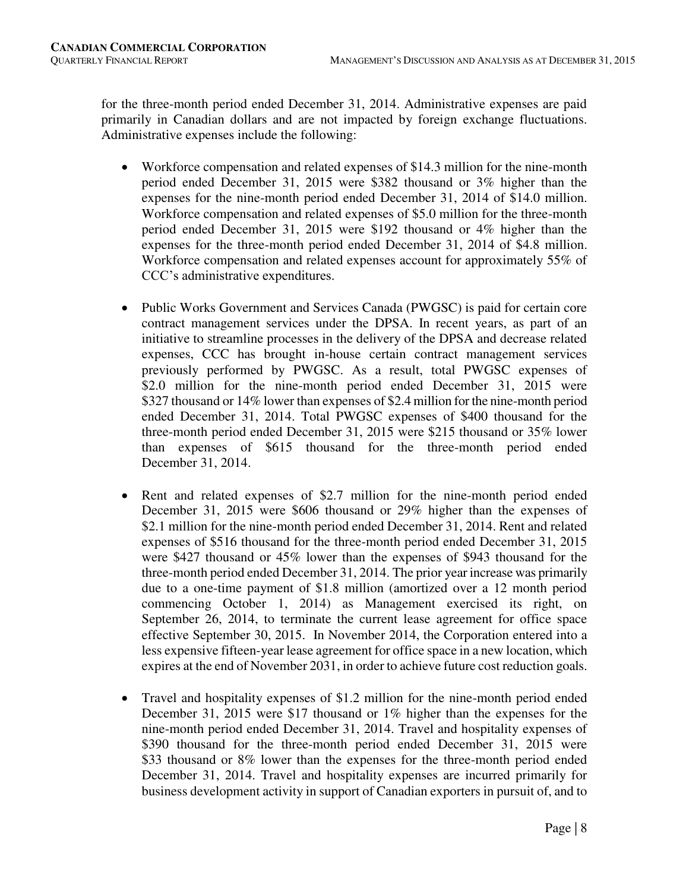for the three-month period ended December 31, 2014. Administrative expenses are paid primarily in Canadian dollars and are not impacted by foreign exchange fluctuations. Administrative expenses include the following:

- Workforce compensation and related expenses of $14.3 million for the nine-month period ended December 31, 2015 were $382 thousand or 3% higher than the expenses for the nine-month period ended December 31, 2014 of $14.0 million. Workforce compensation and related expenses of $5.0 million for the three-month period ended December 31, 2015 were $192 thousand or 4% higher than the expenses for the three-month period ended December 31, 2014 of $4.8 million. Workforce compensation and related expenses account for approximately 55% of CCC's administrative expenditures.

- Public Works Government and Services Canada (PWGSC) is paid for certain core contract management services under the DPSA. In recent years, as part of an initiative to streamline processes in the delivery of the DPSA and decrease related expenses, CCC has brought in-house certain contract management services previously performed by PWGSC. As a result, total PWGSC expenses of $2.0 million for the nine-month period ended December 31, 2015 were $327 thousand or 14% lower than expenses of $2.4 million for the nine-month period ended December 31, 2014. Total PWGSC expenses of $400 thousand for the three-month period ended December 31, 2015 were $215 thousand or 35% lower than expenses of $615 thousand for the three-month period ended December 31, 2014.

- Rent and related expenses of $2.7 million for the nine-month period ended December 31, 2015 were $606 thousand or 29% higher than the expenses of $2.1 million for the nine-month period ended December 31, 2014. Rent and related expenses of $516 thousand for the three-month period ended December 31, 2015 were $427 thousand or 45% lower than the expenses of $943 thousand for the three-month period ended December 31, 2014. The prior year increase was primarily due to a one-time payment of $1.8 million (amortized over a 12 month period commencing October 1, 2014) as Management exercised its right, on September 26, 2014, to terminate the current lease agreement for office space effective September 30, 2015. In November 2014, the Corporation entered into a less expensive fifteen-year lease agreement for office space in a new location, which expires at the end of November 2031, in order to achieve future cost reduction goals.

- Travel and hospitality expenses of $1.2 million for the nine-month period ended December 31, 2015 were $17 thousand or 1% higher than the expenses for the nine-month period ended December 31, 2014. Travel and hospitality expenses of $390 thousand for the three-month period ended December 31, 2015 were $33 thousand or 8% lower than the expenses for the three-month period ended December 31, 2014. Travel and hospitality expenses are incurred primarily for business development activity in support of Canadian exporters in pursuit of, and to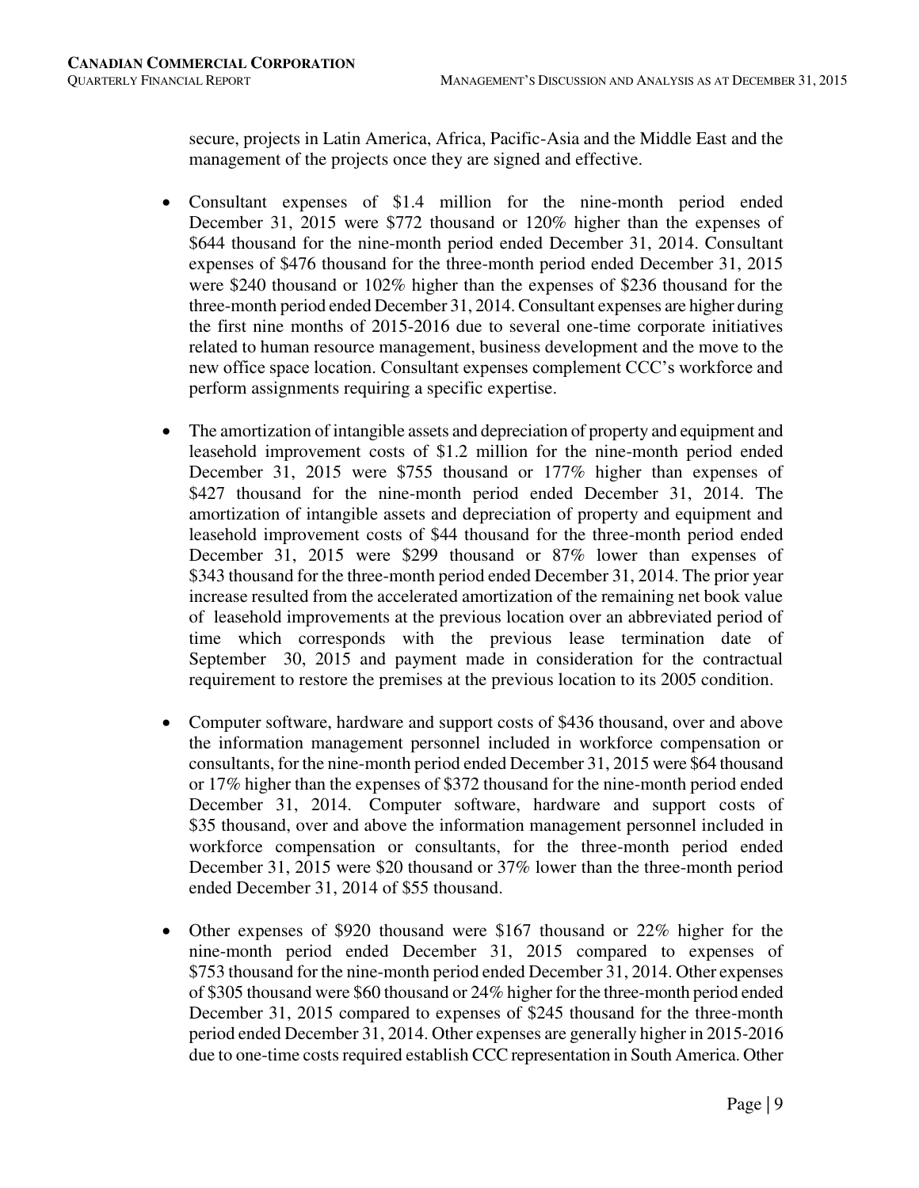secure, projects in Latin America, Africa, Pacific-Asia and the Middle East and the management of the projects once they are signed and effective.

- Consultant expenses of $1.4 million for the nine-month period ended December 31, 2015 were $772 thousand or 120% higher than the expenses of $644 thousand for the nine-month period ended December 31, 2014. Consultant expenses of $476 thousand for the three-month period ended December 31, 2015 were $240 thousand or 102% higher than the expenses of $236 thousand for the three-month period ended December 31, 2014. Consultant expenses are higher during the first nine months of 2015-2016 due to several one-time corporate initiatives related to human resource management, business development and the move to the new office space location. Consultant expenses complement CCC's workforce and perform assignments requiring a specific expertise.

- The amortization of intangible assets and depreciation of property and equipment and leasehold improvement costs of $1.2 million for the nine-month period ended December 31, 2015 were $755 thousand or 177% higher than expenses of $427 thousand for the nine-month period ended December 31, 2014. The amortization of intangible assets and depreciation of property and equipment and leasehold improvement costs of $44 thousand for the three-month period ended December 31, 2015 were $299 thousand or 87% lower than expenses of $343 thousand for the three-month period ended December 31, 2014. The prior year increase resulted from the accelerated amortization of the remaining net book value of leasehold improvements at the previous location over an abbreviated period of time which corresponds with the previous lease termination date of September 30, 2015 and payment made in consideration for the contractual requirement to restore the premises at the previous location to its 2005 condition.

- Computer software, hardware and support costs of $436 thousand, over and above the information management personnel included in workforce compensation or consultants, for the nine-month period ended December 31, 2015 were $64 thousand or 17% higher than the expenses of $372 thousand for the nine-month period ended December 31, 2014. Computer software, hardware and support costs of $35 thousand, over and above the information management personnel included in workforce compensation or consultants, for the three-month period ended December 31, 2015 were $20 thousand or 37% lower than the three-month period ended December 31, 2014 of $55 thousand.

- Other expenses of $920 thousand were $167 thousand or 22% higher for the nine-month period ended December 31, 2015 compared to expenses of $753 thousand for the nine-month period ended December 31, 2014. Other expenses of $305 thousand were $60 thousand or 24% higher for the three-month period ended December 31, 2015 compared to expenses of $245 thousand for the three-month period ended December 31, 2014. Other expenses are generally higher in 2015-2016 due to one-time costs required establish CCC representation in South America. Other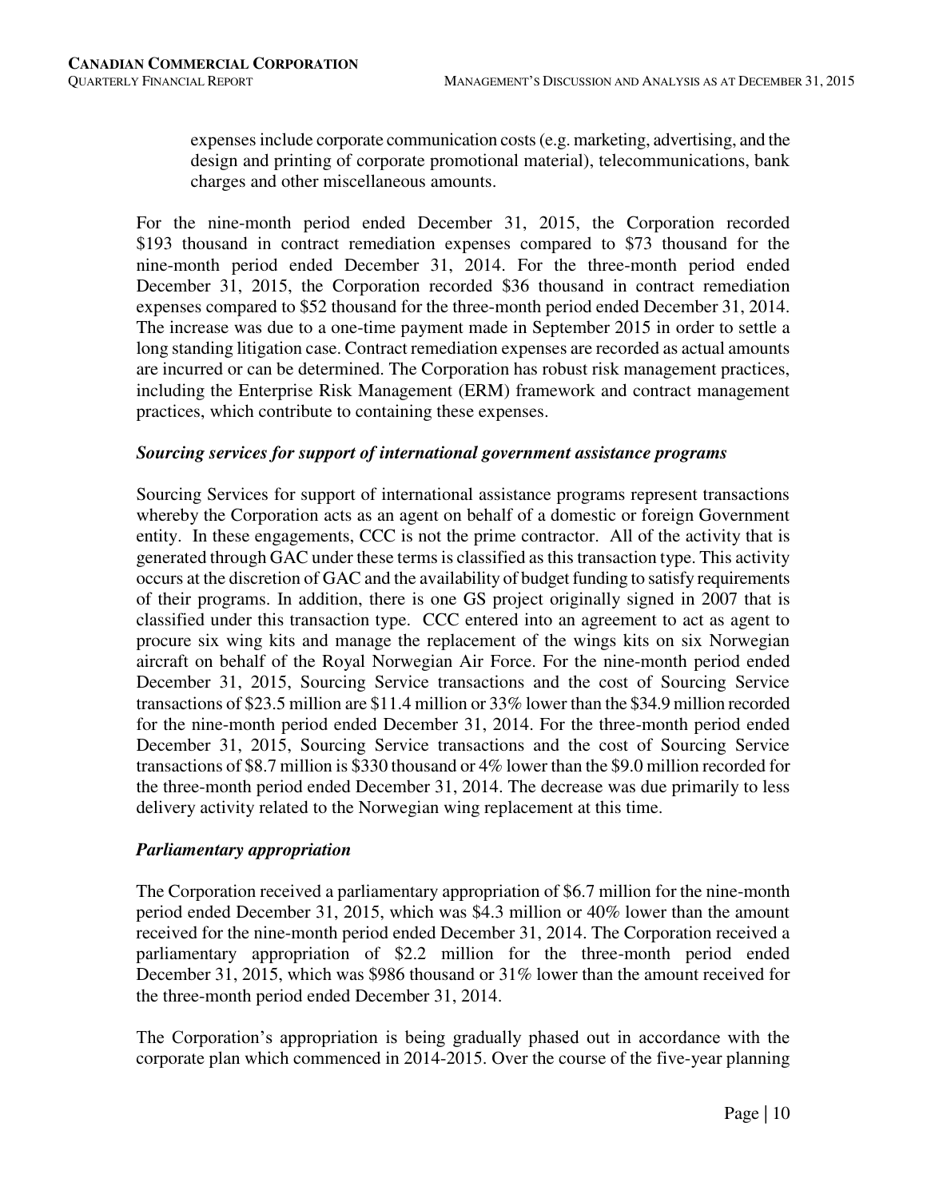expenses include corporate communication costs (e.g. marketing, advertising, and the design and printing of corporate promotional material), telecommunications, bank charges and other miscellaneous amounts.

For the nine-month period ended December 31, 2015, the Corporation recorded $193 thousand in contract remediation expenses compared to $73 thousand for the nine-month period ended December 31, 2014. For the three-month period ended December 31, 2015, the Corporation recorded $36 thousand in contract remediation expenses compared to $52 thousand for the three-month period ended December 31, 2014. The increase was due to a one-time payment made in September 2015 in order to settle a long standing litigation case. Contract remediation expenses are recorded as actual amounts are incurred or can be determined. The Corporation has robust risk management practices, including the Enterprise Risk Management (ERM) framework and contract management practices, which contribute to containing these expenses.

### *Sourcing services for support of international government assistance programs*

Sourcing Services for support of international assistance programs represent transactions whereby the Corporation acts as an agent on behalf of a domestic or foreign Government entity. In these engagements, CCC is not the prime contractor. All of the activity that is generated through GAC under these terms is classified as this transaction type. This activity occurs at the discretion of GAC and the availability of budget funding to satisfy requirements of their programs. In addition, there is one GS project originally signed in 2007 that is classified under this transaction type. CCC entered into an agreement to act as agent to procure six wing kits and manage the replacement of the wings kits on six Norwegian aircraft on behalf of the Royal Norwegian Air Force. For the nine-month period ended December 31, 2015, Sourcing Service transactions and the cost of Sourcing Service transactions of $23.5 million are $11.4 million or 33% lower than the $34.9 million recorded for the nine-month period ended December 31, 2014. For the three-month period ended December 31, 2015, Sourcing Service transactions and the cost of Sourcing Service transactions of $8.7 million is $330 thousand or 4% lower than the $9.0 million recorded for the three-month period ended December 31, 2014. The decrease was due primarily to less delivery activity related to the Norwegian wing replacement at this time.

### *Parliamentary appropriation*

The Corporation received a parliamentary appropriation of $6.7 million for the nine-month period ended December 31, 2015, which was $4.3 million or 40% lower than the amount received for the nine-month period ended December 31, 2014. The Corporation received a parliamentary appropriation of $2.2 million for the three-month period ended December 31, 2015, which was $986 thousand or 31% lower than the amount received for the three-month period ended December 31, 2014.

The Corporation's appropriation is being gradually phased out in accordance with the corporate plan which commenced in 2014-2015. Over the course of the five-year planning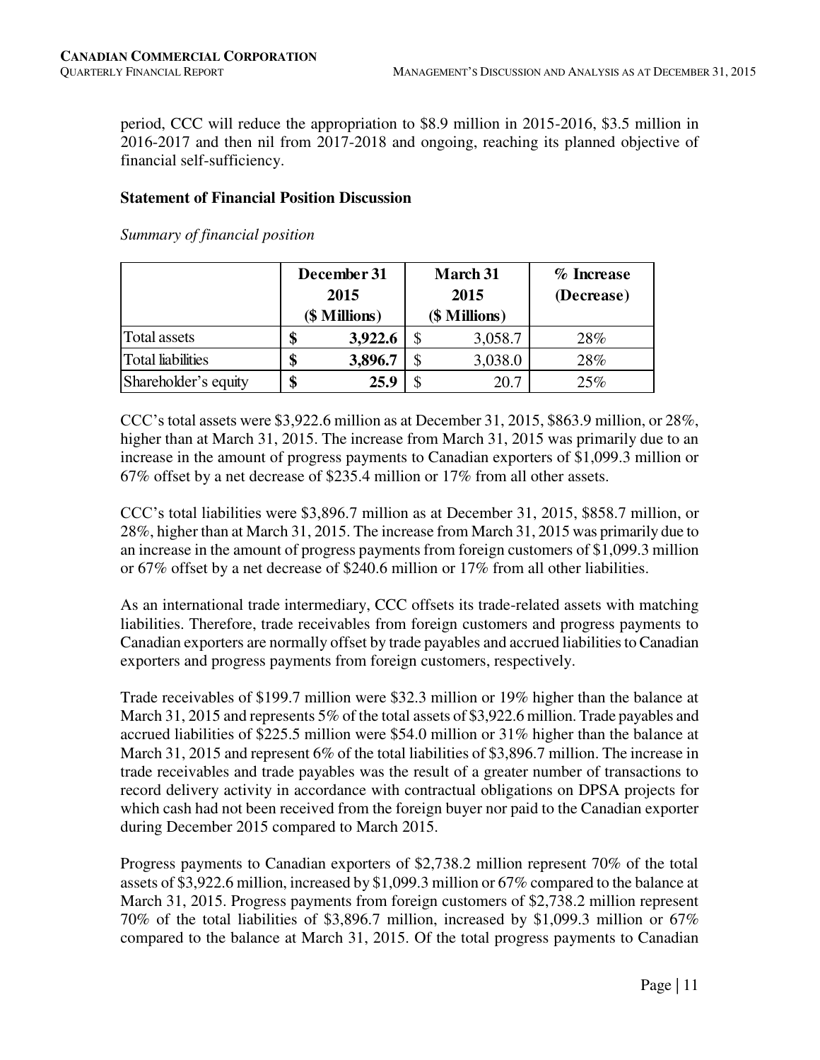period, CCC will reduce the appropriation to $8.9 million in 2015-2016, $3.5 million in 2016-2017 and then nil from 2017-2018 and ongoing, reaching its planned objective of financial self-sufficiency.

**Statement of Financial Position Discussion**

*Summary of financial position*

| | December 31 2015 ($ Millions) | March 31 2015 ($ Millions) | % Increase (Decrease) |
|---|---|---|---|
| Total assets | **$ 3,922.6** | $ 3,058.7 | 28% |
| Total liabilities | **$ 3,896.7** | $ 3,038.0 | 28% |
| Shareholder's equity | **$ 25.9** | $ 20.7 | 25% |

CCC's total assets were $3,922.6 million as at December 31, 2015, $863.9 million, or 28%, higher than at March 31, 2015. The increase from March 31, 2015 was primarily due to an increase in the amount of progress payments to Canadian exporters of $1,099.3 million or 67% offset by a net decrease of $235.4 million or 17% from all other assets.

CCC's total liabilities were $3,896.7 million as at December 31, 2015, $858.7 million, or 28%, higher than at March 31, 2015. The increase from March 31, 2015 was primarily due to an increase in the amount of progress payments from foreign customers of $1,099.3 million or 67% offset by a net decrease of $240.6 million or 17% from all other liabilities.

As an international trade intermediary, CCC offsets its trade-related assets with matching liabilities. Therefore, trade receivables from foreign customers and progress payments to Canadian exporters are normally offset by trade payables and accrued liabilities to Canadian exporters and progress payments from foreign customers, respectively.

Trade receivables of $199.7 million were $32.3 million or 19% higher than the balance at March 31, 2015 and represents 5% of the total assets of $3,922.6 million. Trade payables and accrued liabilities of $225.5 million were $54.0 million or 31% higher than the balance at March 31, 2015 and represent 6% of the total liabilities of $3,896.7 million. The increase in trade receivables and trade payables was the result of a greater number of transactions to record delivery activity in accordance with contractual obligations on DPSA projects for which cash had not been received from the foreign buyer nor paid to the Canadian exporter during December 2015 compared to March 2015.

Progress payments to Canadian exporters of $2,738.2 million represent 70% of the total assets of $3,922.6 million, increased by $1,099.3 million or 67% compared to the balance at March 31, 2015. Progress payments from foreign customers of $2,738.2 million represent 70% of the total liabilities of $3,896.7 million, increased by $1,099.3 million or 67% compared to the balance at March 31, 2015. Of the total progress payments to Canadian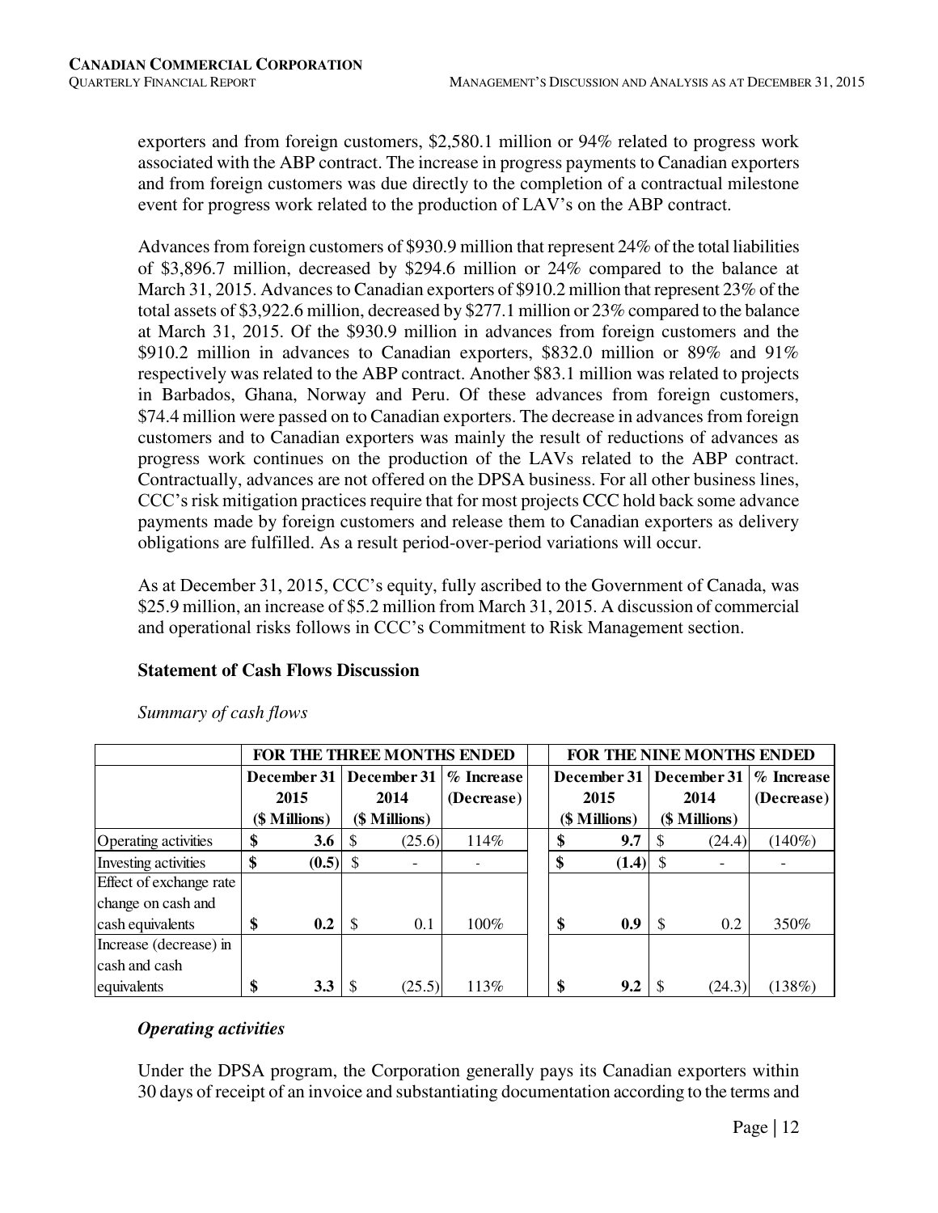exporters and from foreign customers, $2,580.1 million or 94% related to progress work associated with the ABP contract. The increase in progress payments to Canadian exporters and from foreign customers was due directly to the completion of a contractual milestone event for progress work related to the production of LAV's on the ABP contract.

Advances from foreign customers of $930.9 million that represent 24% of the total liabilities of $3,896.7 million, decreased by $294.6 million or 24% compared to the balance at March 31, 2015. Advances to Canadian exporters of $910.2 million that represent 23% of the total assets of $3,922.6 million, decreased by $277.1 million or 23% compared to the balance at March 31, 2015. Of the $930.9 million in advances from foreign customers and the $910.2 million in advances to Canadian exporters, $832.0 million or 89% and 91% respectively was related to the ABP contract. Another $83.1 million was related to projects in Barbados, Ghana, Norway and Peru. Of these advances from foreign customers, $74.4 million were passed on to Canadian exporters. The decrease in advances from foreign customers and to Canadian exporters was mainly the result of reductions of advances as progress work continues on the production of the LAVs related to the ABP contract. Contractually, advances are not offered on the DPSA business. For all other business lines, CCC's risk mitigation practices require that for most projects CCC hold back some advance payments made by foreign customers and release them to Canadian exporters as delivery obligations are fulfilled. As a result period-over-period variations will occur.

As at December 31, 2015, CCC's equity, fully ascribed to the Government of Canada, was $25.9 million, an increase of $5.2 million from March 31, 2015. A discussion of commercial and operational risks follows in CCC's Commitment to Risk Management section.

### Statement of Cash Flows Discussion

*Summary of cash flows*

| | FOR THE THREE MONTHS ENDED | | | FOR THE NINE MONTHS ENDED | | |
|---|---|---|---|---|---|---|
| | December 31 2015 ($ Millions) | December 31 2014 ($ Millions) | % Increase (Decrease) | December 31 2015 ($ Millions) | December 31 2014 ($ Millions) | % Increase (Decrease) |
| Operating activities | **$ 3.6** | $ (25.6) | 114% | **$ 9.7** | $ (24.4) | (140%) |
| Investing activities | **$ (0.5)** | $ - | - | **$ (1.4)** | $ - | - |
| Effect of exchange rate change on cash and cash equivalents | **$ 0.2** | $ 0.1 | 100% | **$ 0.9** | $ 0.2 | 350% |
| Increase (decrease) in cash and cash equivalents | **$ 3.3** | $ (25.5) | 113% | **$ 9.2** | $ (24.3) | (138%) |

#### *Operating activities*

Under the DPSA program, the Corporation generally pays its Canadian exporters within 30 days of receipt of an invoice and substantiating documentation according to the terms and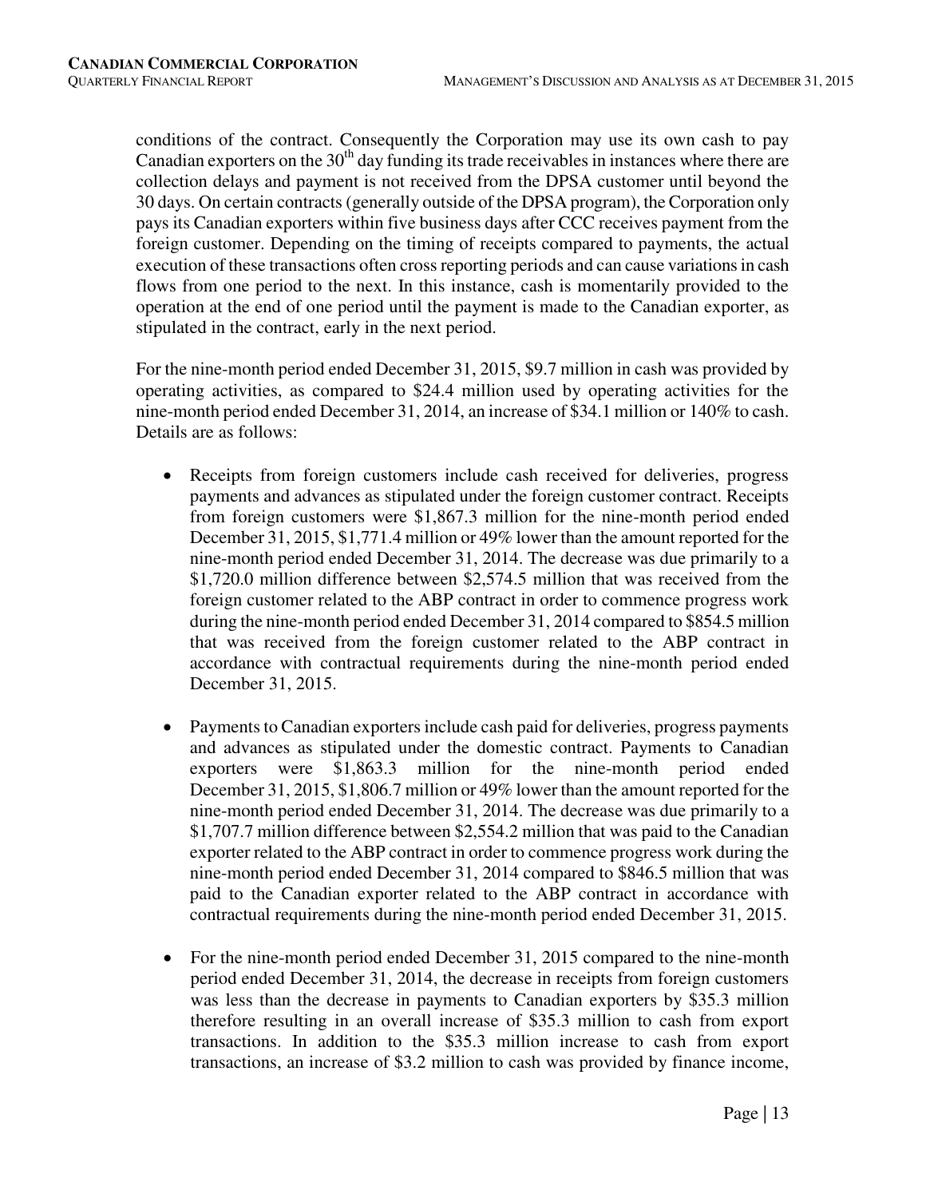conditions of the contract. Consequently the Corporation may use its own cash to pay Canadian exporters on the 30th day funding its trade receivables in instances where there are collection delays and payment is not received from the DPSA customer until beyond the 30 days. On certain contracts (generally outside of the DPSA program), the Corporation only pays its Canadian exporters within five business days after CCC receives payment from the foreign customer. Depending on the timing of receipts compared to payments, the actual execution of these transactions often cross reporting periods and can cause variations in cash flows from one period to the next. In this instance, cash is momentarily provided to the operation at the end of one period until the payment is made to the Canadian exporter, as stipulated in the contract, early in the next period.

For the nine-month period ended December 31, 2015, $9.7 million in cash was provided by operating activities, as compared to $24.4 million used by operating activities for the nine-month period ended December 31, 2014, an increase of $34.1 million or 140% to cash. Details are as follows:

- Receipts from foreign customers include cash received for deliveries, progress payments and advances as stipulated under the foreign customer contract. Receipts from foreign customers were $1,867.3 million for the nine-month period ended December 31, 2015, $1,771.4 million or 49% lower than the amount reported for the nine-month period ended December 31, 2014. The decrease was due primarily to a $1,720.0 million difference between $2,574.5 million that was received from the foreign customer related to the ABP contract in order to commence progress work during the nine-month period ended December 31, 2014 compared to $854.5 million that was received from the foreign customer related to the ABP contract in accordance with contractual requirements during the nine-month period ended December 31, 2015.

- Payments to Canadian exporters include cash paid for deliveries, progress payments and advances as stipulated under the domestic contract. Payments to Canadian exporters were $1,863.3 million for the nine-month period ended December 31, 2015, $1,806.7 million or 49% lower than the amount reported for the nine-month period ended December 31, 2014. The decrease was due primarily to a $1,707.7 million difference between $2,554.2 million that was paid to the Canadian exporter related to the ABP contract in order to commence progress work during the nine-month period ended December 31, 2014 compared to $846.5 million that was paid to the Canadian exporter related to the ABP contract in accordance with contractual requirements during the nine-month period ended December 31, 2015.

- For the nine-month period ended December 31, 2015 compared to the nine-month period ended December 31, 2014, the decrease in receipts from foreign customers was less than the decrease in payments to Canadian exporters by $35.3 million therefore resulting in an overall increase of $35.3 million to cash from export transactions. In addition to the $35.3 million increase to cash from export transactions, an increase of $3.2 million to cash was provided by finance income,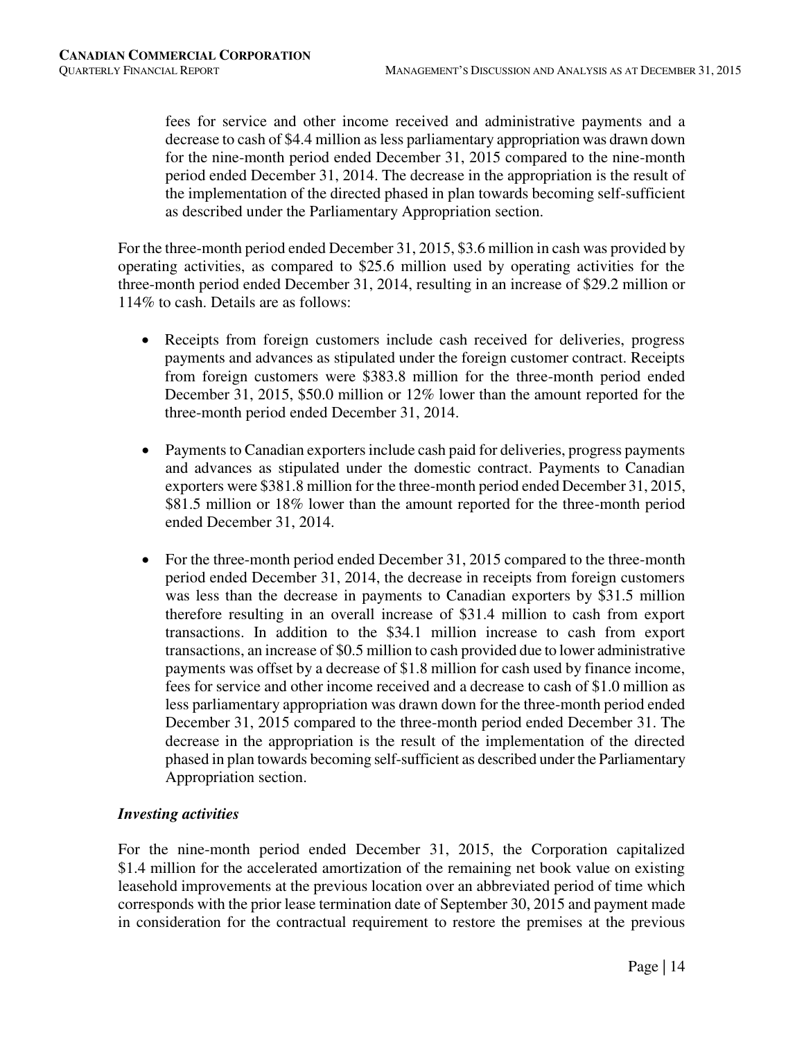fees for service and other income received and administrative payments and a decrease to cash of $4.4 million as less parliamentary appropriation was drawn down for the nine-month period ended December 31, 2015 compared to the nine-month period ended December 31, 2014. The decrease in the appropriation is the result of the implementation of the directed phased in plan towards becoming self-sufficient as described under the Parliamentary Appropriation section.

For the three-month period ended December 31, 2015, $3.6 million in cash was provided by operating activities, as compared to $25.6 million used by operating activities for the three-month period ended December 31, 2014, resulting in an increase of $29.2 million or 114% to cash. Details are as follows:

- Receipts from foreign customers include cash received for deliveries, progress payments and advances as stipulated under the foreign customer contract. Receipts from foreign customers were $383.8 million for the three-month period ended December 31, 2015, $50.0 million or 12% lower than the amount reported for the three-month period ended December 31, 2014.

- Payments to Canadian exporters include cash paid for deliveries, progress payments and advances as stipulated under the domestic contract. Payments to Canadian exporters were $381.8 million for the three-month period ended December 31, 2015, $81.5 million or 18% lower than the amount reported for the three-month period ended December 31, 2014.

- For the three-month period ended December 31, 2015 compared to the three-month period ended December 31, 2014, the decrease in receipts from foreign customers was less than the decrease in payments to Canadian exporters by $31.5 million therefore resulting in an overall increase of $31.4 million to cash from export transactions. In addition to the $34.1 million increase to cash from export transactions, an increase of $0.5 million to cash provided due to lower administrative payments was offset by a decrease of $1.8 million for cash used by finance income, fees for service and other income received and a decrease to cash of $1.0 million as less parliamentary appropriation was drawn down for the three-month period ended December 31, 2015 compared to the three-month period ended December 31. The decrease in the appropriation is the result of the implementation of the directed phased in plan towards becoming self-sufficient as described under the Parliamentary Appropriation section.

### *Investing activities*

For the nine-month period ended December 31, 2015, the Corporation capitalized $1.4 million for the accelerated amortization of the remaining net book value on existing leasehold improvements at the previous location over an abbreviated period of time which corresponds with the prior lease termination date of September 30, 2015 and payment made in consideration for the contractual requirement to restore the premises at the previous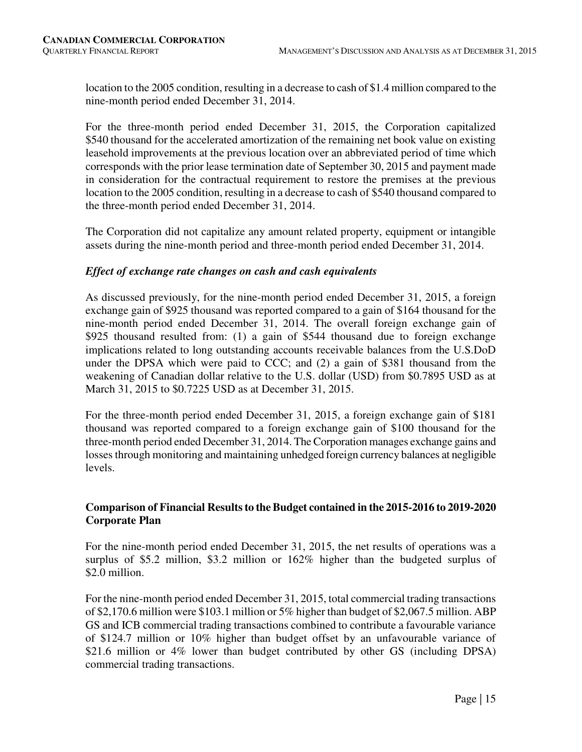location to the 2005 condition, resulting in a decrease to cash of $1.4 million compared to the nine-month period ended December 31, 2014.

For the three-month period ended December 31, 2015, the Corporation capitalized $540 thousand for the accelerated amortization of the remaining net book value on existing leasehold improvements at the previous location over an abbreviated period of time which corresponds with the prior lease termination date of September 30, 2015 and payment made in consideration for the contractual requirement to restore the premises at the previous location to the 2005 condition, resulting in a decrease to cash of $540 thousand compared to the three-month period ended December 31, 2014.

The Corporation did not capitalize any amount related property, equipment or intangible assets during the nine-month period and three-month period ended December 31, 2014.

### *Effect of exchange rate changes on cash and cash equivalents*

As discussed previously, for the nine-month period ended December 31, 2015, a foreign exchange gain of $925 thousand was reported compared to a gain of $164 thousand for the nine-month period ended December 31, 2014. The overall foreign exchange gain of $925 thousand resulted from: (1) a gain of $544 thousand due to foreign exchange implications related to long outstanding accounts receivable balances from the U.S.DoD under the DPSA which were paid to CCC; and (2) a gain of $381 thousand from the weakening of Canadian dollar relative to the U.S. dollar (USD) from $0.7895 USD as at March 31, 2015 to $0.7225 USD as at December 31, 2015.

For the three-month period ended December 31, 2015, a foreign exchange gain of $181 thousand was reported compared to a foreign exchange gain of $100 thousand for the three-month period ended December 31, 2014. The Corporation manages exchange gains and losses through monitoring and maintaining unhedged foreign currency balances at negligible levels.

## Comparison of Financial Results to the Budget contained in the 2015-2016 to 2019-2020 Corporate Plan

For the nine-month period ended December 31, 2015, the net results of operations was a surplus of $5.2 million, $3.2 million or 162% higher than the budgeted surplus of $2.0 million.

For the nine-month period ended December 31, 2015, total commercial trading transactions of $2,170.6 million were $103.1 million or 5% higher than budget of $2,067.5 million. ABP GS and ICB commercial trading transactions combined to contribute a favourable variance of $124.7 million or 10% higher than budget offset by an unfavourable variance of $21.6 million or 4% lower than budget contributed by other GS (including DPSA) commercial trading transactions.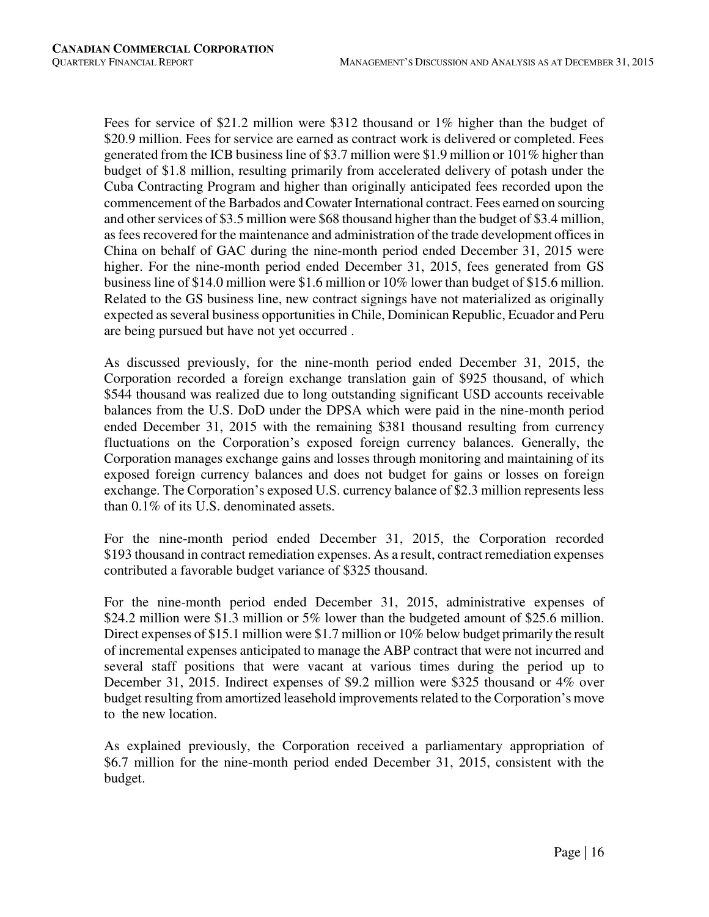Fees for service of $21.2 million were $312 thousand or 1% higher than the budget of $20.9 million. Fees for service are earned as contract work is delivered or completed. Fees generated from the ICB business line of $3.7 million were $1.9 million or 101% higher than budget of $1.8 million, resulting primarily from accelerated delivery of potash under the Cuba Contracting Program and higher than originally anticipated fees recorded upon the commencement of the Barbados and Cowater International contract. Fees earned on sourcing and other services of $3.5 million were $68 thousand higher than the budget of $3.4 million, as fees recovered for the maintenance and administration of the trade development offices in China on behalf of GAC during the nine-month period ended December 31, 2015 were higher. For the nine-month period ended December 31, 2015, fees generated from GS business line of $14.0 million were $1.6 million or 10% lower than budget of $15.6 million. Related to the GS business line, new contract signings have not materialized as originally expected as several business opportunities in Chile, Dominican Republic, Ecuador and Peru are being pursued but have not yet occurred .

As discussed previously, for the nine-month period ended December 31, 2015, the Corporation recorded a foreign exchange translation gain of $925 thousand, of which $544 thousand was realized due to long outstanding significant USD accounts receivable balances from the U.S. DoD under the DPSA which were paid in the nine-month period ended December 31, 2015 with the remaining $381 thousand resulting from currency fluctuations on the Corporation's exposed foreign currency balances. Generally, the Corporation manages exchange gains and losses through monitoring and maintaining of its exposed foreign currency balances and does not budget for gains or losses on foreign exchange. The Corporation's exposed U.S. currency balance of $2.3 million represents less than 0.1% of its U.S. denominated assets.

For the nine-month period ended December 31, 2015, the Corporation recorded $193 thousand in contract remediation expenses. As a result, contract remediation expenses contributed a favorable budget variance of $325 thousand.

For the nine-month period ended December 31, 2015, administrative expenses of $24.2 million were $1.3 million or 5% lower than the budgeted amount of $25.6 million. Direct expenses of $15.1 million were $1.7 million or 10% below budget primarily the result of incremental expenses anticipated to manage the ABP contract that were not incurred and several staff positions that were vacant at various times during the period up to December 31, 2015. Indirect expenses of $9.2 million were $325 thousand or 4% over budget resulting from amortized leasehold improvements related to the Corporation's move to the new location.

As explained previously, the Corporation received a parliamentary appropriation of $6.7 million for the nine-month period ended December 31, 2015, consistent with the budget.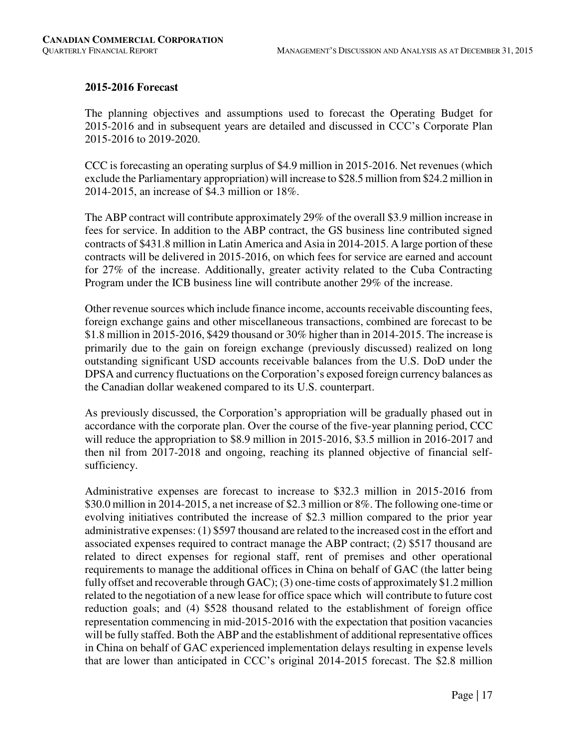## 2015-2016 Forecast

The planning objectives and assumptions used to forecast the Operating Budget for 2015-2016 and in subsequent years are detailed and discussed in CCC's Corporate Plan 2015-2016 to 2019-2020.

CCC is forecasting an operating surplus of $4.9 million in 2015-2016. Net revenues (which exclude the Parliamentary appropriation) will increase to $28.5 million from $24.2 million in 2014-2015, an increase of $4.3 million or 18%.

The ABP contract will contribute approximately 29% of the overall $3.9 million increase in fees for service. In addition to the ABP contract, the GS business line contributed signed contracts of $431.8 million in Latin America and Asia in 2014-2015. A large portion of these contracts will be delivered in 2015-2016, on which fees for service are earned and account for 27% of the increase. Additionally, greater activity related to the Cuba Contracting Program under the ICB business line will contribute another 29% of the increase.

Other revenue sources which include finance income, accounts receivable discounting fees, foreign exchange gains and other miscellaneous transactions, combined are forecast to be $1.8 million in 2015-2016, $429 thousand or 30% higher than in 2014-2015. The increase is primarily due to the gain on foreign exchange (previously discussed) realized on long outstanding significant USD accounts receivable balances from the U.S. DoD under the DPSA and currency fluctuations on the Corporation's exposed foreign currency balances as the Canadian dollar weakened compared to its U.S. counterpart.

As previously discussed, the Corporation's appropriation will be gradually phased out in accordance with the corporate plan. Over the course of the five-year planning period, CCC will reduce the appropriation to $8.9 million in 2015-2016, $3.5 million in 2016-2017 and then nil from 2017-2018 and ongoing, reaching its planned objective of financial self-sufficiency.

Administrative expenses are forecast to increase to $32.3 million in 2015-2016 from $30.0 million in 2014-2015, a net increase of $2.3 million or 8%. The following one-time or evolving initiatives contributed the increase of $2.3 million compared to the prior year administrative expenses: (1) $597 thousand are related to the increased cost in the effort and associated expenses required to contract manage the ABP contract; (2) $517 thousand are related to direct expenses for regional staff, rent of premises and other operational requirements to manage the additional offices in China on behalf of GAC (the latter being fully offset and recoverable through GAC); (3) one-time costs of approximately $1.2 million related to the negotiation of a new lease for office space which will contribute to future cost reduction goals; and (4) $528 thousand related to the establishment of foreign office representation commencing in mid-2015-2016 with the expectation that position vacancies will be fully staffed. Both the ABP and the establishment of additional representative offices in China on behalf of GAC experienced implementation delays resulting in expense levels that are lower than anticipated in CCC's original 2014-2015 forecast. The $2.8 million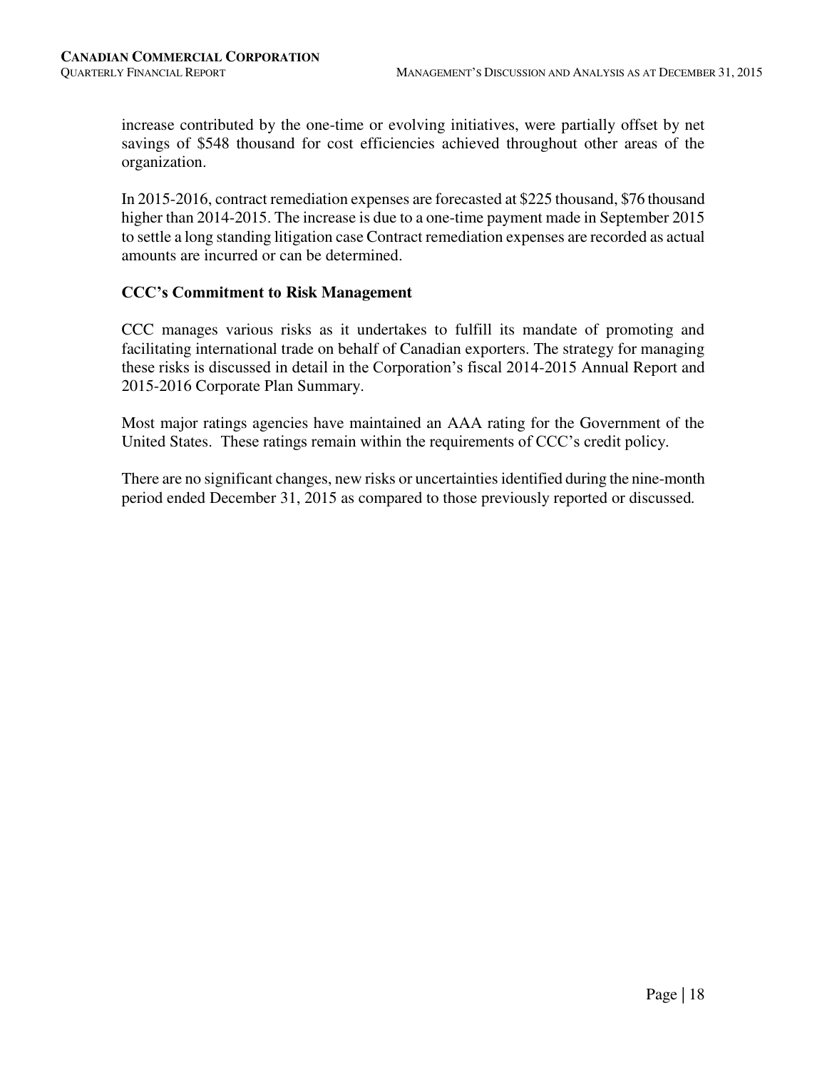increase contributed by the one-time or evolving initiatives, were partially offset by net savings of $548 thousand for cost efficiencies achieved throughout other areas of the organization.

In 2015-2016, contract remediation expenses are forecasted at $225 thousand, $76 thousand higher than 2014-2015. The increase is due to a one-time payment made in September 2015 to settle a long standing litigation case Contract remediation expenses are recorded as actual amounts are incurred or can be determined.

### CCC's Commitment to Risk Management

CCC manages various risks as it undertakes to fulfill its mandate of promoting and facilitating international trade on behalf of Canadian exporters. The strategy for managing these risks is discussed in detail in the Corporation's fiscal 2014-2015 Annual Report and 2015-2016 Corporate Plan Summary.

Most major ratings agencies have maintained an AAA rating for the Government of the United States. These ratings remain within the requirements of CCC's credit policy.

There are no significant changes, new risks or uncertainties identified during the nine-month period ended December 31, 2015 as compared to those previously reported or discussed.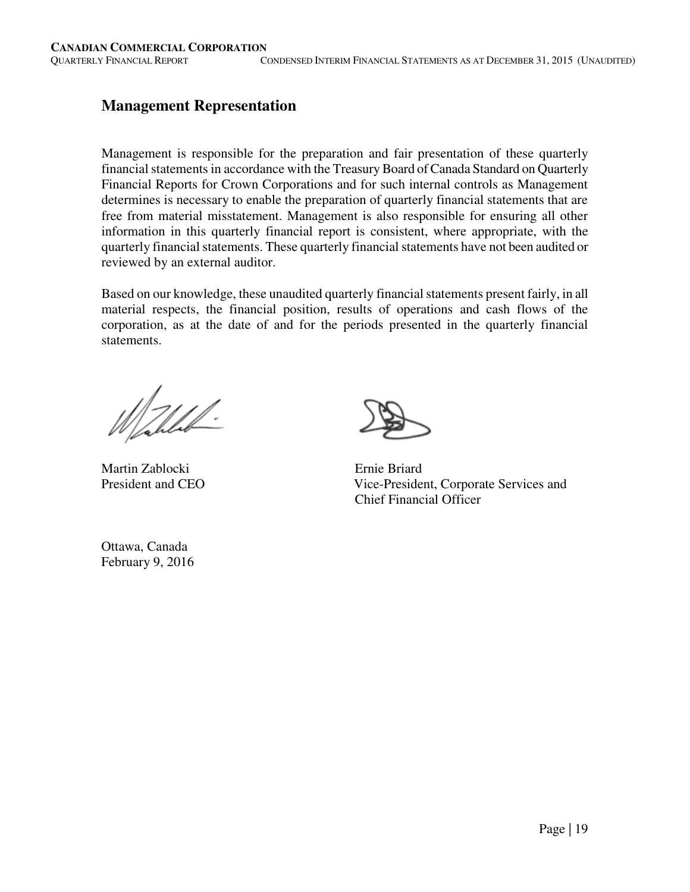## Management Representation

Management is responsible for the preparation and fair presentation of these quarterly financial statements in accordance with the Treasury Board of Canada Standard on Quarterly Financial Reports for Crown Corporations and for such internal controls as Management determines is necessary to enable the preparation of quarterly financial statements that are free from material misstatement. Management is also responsible for ensuring all other information in this quarterly financial report is consistent, where appropriate, with the quarterly financial statements. These quarterly financial statements have not been audited or reviewed by an external auditor.

Based on our knowledge, these unaudited quarterly financial statements present fairly, in all material respects, the financial position, results of operations and cash flows of the corporation, as at the date of and for the periods presented in the quarterly financial statements.

Martin Zablocki
President and CEO

Ernie Briard
Vice-President, Corporate Services and Chief Financial Officer

Ottawa, Canada
February 9, 2016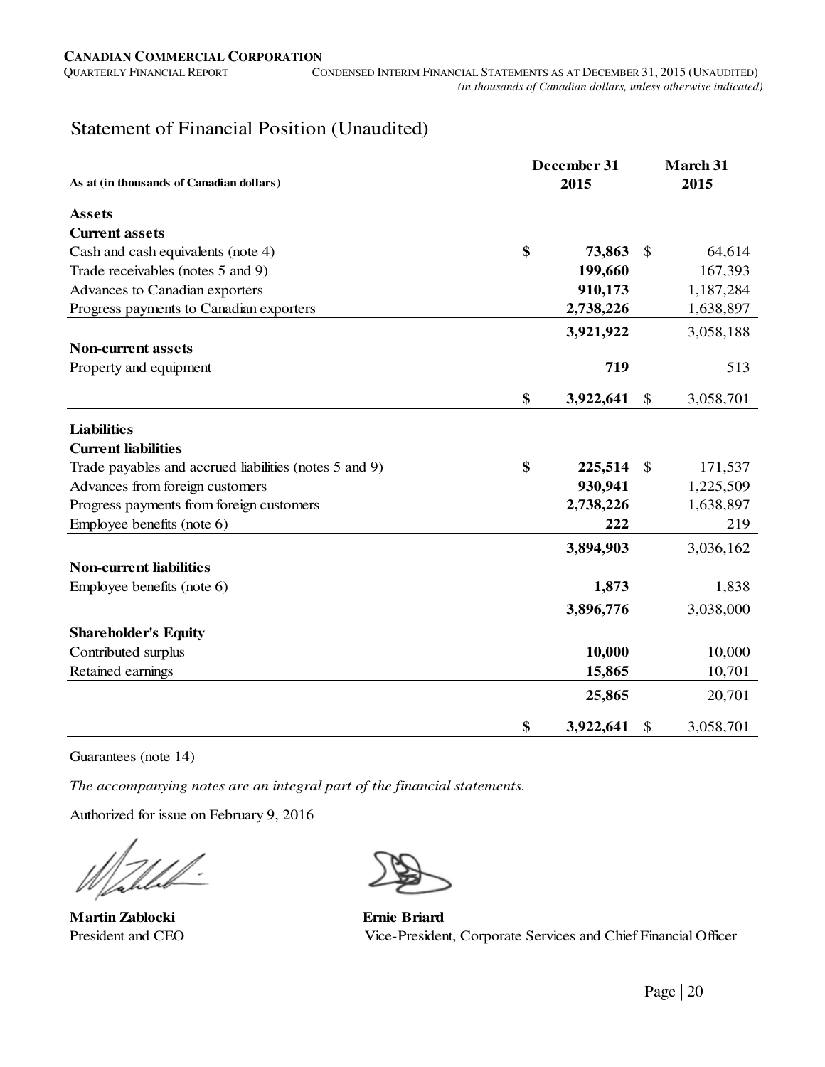# Statement of Financial Position (Unaudited)

| As at (in thousands of Canadian dollars) | December 31 2015 | March 31 2015 |
|---|---|---|
| **Assets** | | |
| **Current assets** | | |
| Cash and cash equivalents (note 4) | **$ 73,863** | $ 64,614 |
| Trade receivables (notes 5 and 9) | **199,660** | 167,393 |
| Advances to Canadian exporters | **910,173** | 1,187,284 |
| Progress payments to Canadian exporters | **2,738,226** | 1,638,897 |
| | **3,921,922** | 3,058,188 |
| **Non-current assets** | | |
| Property and equipment | **719** | 513 |
| | **$ 3,922,641** | $ 3,058,701 |
| **Liabilities** | | |
| **Current liabilities** | | |
| Trade payables and accrued liabilities (notes 5 and 9) | **$ 225,514** | $ 171,537 |
| Advances from foreign customers | **930,941** | 1,225,509 |
| Progress payments from foreign customers | **2,738,226** | 1,638,897 |
| Employee benefits (note 6) | **222** | 219 |
| | **3,894,903** | 3,036,162 |
| **Non-current liabilities** | | |
| Employee benefits (note 6) | **1,873** | 1,838 |
| | **3,896,776** | 3,038,000 |
| **Shareholder's Equity** | | |
| Contributed surplus | **10,000** | 10,000 |
| Retained earnings | **15,865** | 10,701 |
| | **25,865** | 20,701 |
| | **$ 3,922,641** | $ 3,058,701 |

Guarantees (note 14)

*The accompanying notes are an integral part of the financial statements.*

Authorized for issue on February 9, 2016

**Martin Zablocki**
President and CEO

**Ernie Briard**
Vice-President, Corporate Services and Chief Financial Officer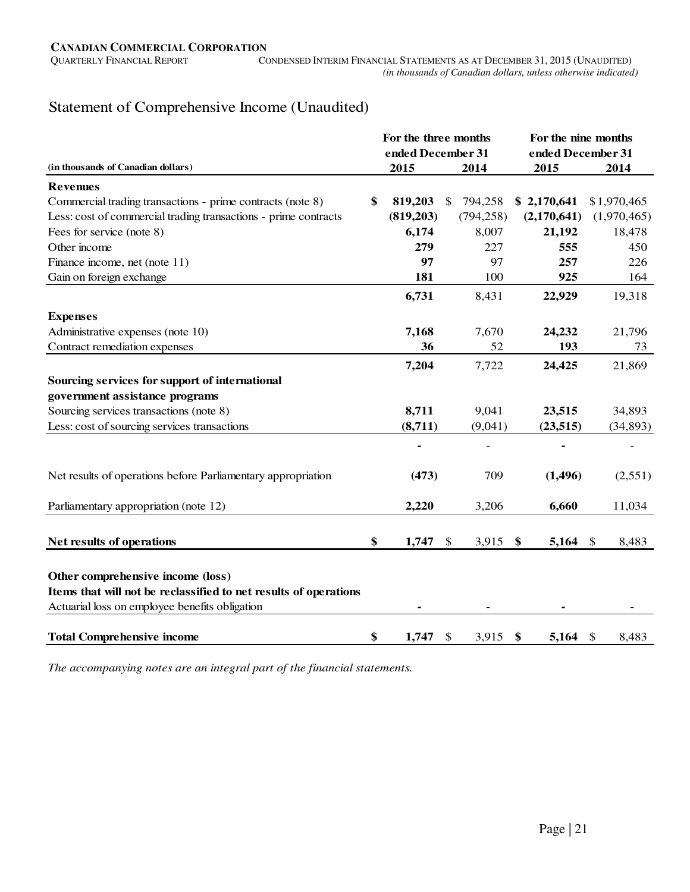# Statement of Comprehensive Income (Unaudited)

| (in thousands of Canadian dollars) | For the three months ended December 31 2015 | 2014 | For the nine months ended December 31 2015 | 2014 |
|---|---|---|---|---|
| **Revenues** | | | | |
| Commercial trading transactions - prime contracts (note 8) | **$ 819,203** | $ 794,258 | **$ 2,170,641** | $ 1,970,465 |
| Less: cost of commercial trading transactions - prime contracts | **(819,203)** | (794,258) | **(2,170,641)** | (1,970,465) |
| Fees for service (note 8) | **6,174** | 8,007 | **21,192** | 18,478 |
| Other income | **279** | 227 | **555** | 450 |
| Finance income, net (note 11) | **97** | 97 | **257** | 226 |
| Gain on foreign exchange | **181** | 100 | **925** | 164 |
| | **6,731** | 8,431 | **22,929** | 19,318 |
| **Expenses** | | | | |
| Administrative expenses (note 10) | **7,168** | 7,670 | **24,232** | 21,796 |
| Contract remediation expenses | **36** | 52 | **193** | 73 |
| | **7,204** | 7,722 | **24,425** | 21,869 |
| **Sourcing services for support of international government assistance programs** | | | | |
| Sourcing services transactions (note 8) | **8,711** | 9,041 | **23,515** | 34,893 |
| Less: cost of sourcing services transactions | **(8,711)** | (9,041) | **(23,515)** | (34,893) |
| | **-** | - | **-** | - |
| Net results of operations before Parliamentary appropriation | **(473)** | 709 | **(1,496)** | (2,551) |
| Parliamentary appropriation (note 12) | **2,220** | 3,206 | **6,660** | 11,034 |
| **Net results of operations** | **$ 1,747** | $ 3,915 | **$ 5,164** | $ 8,483 |
| **Other comprehensive income (loss)** | | | | |
| **Items that will not be reclassified to net results of operations** | | | | |
| Actuarial loss on employee benefits obligation | **-** | - | **-** | - |
| **Total Comprehensive income** | **$ 1,747** | $ 3,915 | **$ 5,164** | $ 8,483 |

*The accompanying notes are an integral part of the financial statements.*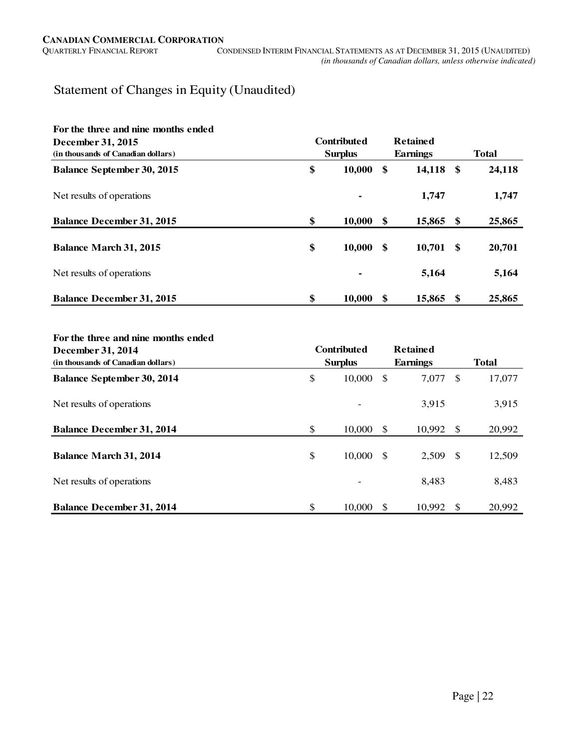# Statement of Changes in Equity (Unaudited)

| For the three and nine months ended December 31, 2015 (in thousands of Canadian dollars) | Contributed Surplus | Retained Earnings | Total |
|---|---|---|---|
| **Balance September 30, 2015** | **$ 10,000** | **$ 14,118** | **$ 24,118** |
| Net results of operations | **-** | **1,747** | **1,747** |
| **Balance December 31, 2015** | **$ 10,000** | **$ 15,865** | **$ 25,865** |
| **Balance March 31, 2015** | **$ 10,000** | **$ 10,701** | **$ 20,701** |
| Net results of operations | **-** | **5,164** | **5,164** |
| **Balance December 31, 2015** | **$ 10,000** | **$ 15,865** | **$ 25,865** |

| For the three and nine months ended December 31, 2014 (in thousands of Canadian dollars) | Contributed Surplus | Retained Earnings | Total |
|---|---|---|---|
| **Balance September 30, 2014** | $ 10,000 | $ 7,077 | $ 17,077 |
| Net results of operations | - | 3,915 | 3,915 |
| **Balance December 31, 2014** | $ 10,000 | $ 10,992 | $ 20,992 |
| **Balance March 31, 2014** | $ 10,000 | $ 2,509 | $ 12,509 |
| Net results of operations | - | 8,483 | 8,483 |
| **Balance December 31, 2014** | $ 10,000 | $ 10,992 | $ 20,992 |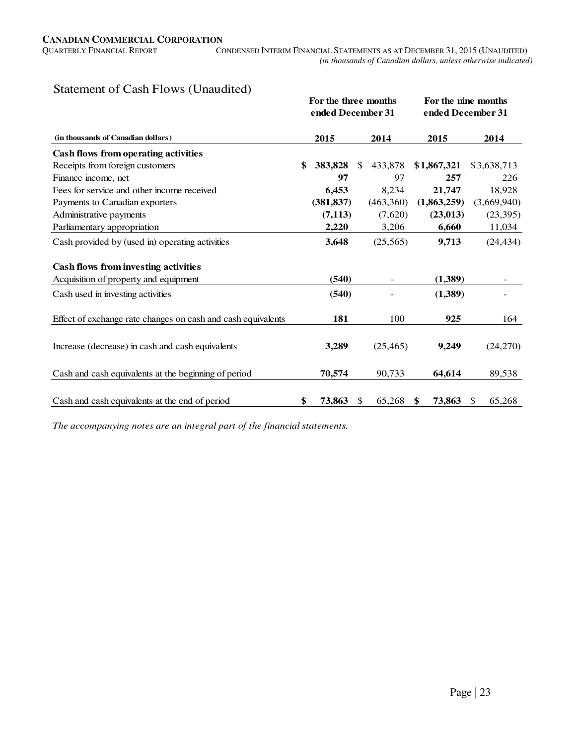## Statement of Cash Flows (Unaudited)

| (in thousands of Canadian dollars) | For the three months ended December 31 | | For the nine months ended December 31 | |
|---|---|---|---|---|
| | **2015** | **2014** | **2015** | **2014** |
| **Cash flows from operating activities** | | | | |
| Receipts from foreign customers | **$ 383,828** | $ 433,878 | **$1,867,321** | $3,638,713 |
| Finance income, net | **97** | 97 | **257** | 226 |
| Fees for service and other income received | **6,453** | 8,234 | **21,747** | 18,928 |
| Payments to Canadian exporters | **(381,837)** | (463,360) | **(1,863,259)** | (3,669,940) |
| Administrative payments | **(7,113)** | (7,620) | **(23,013)** | (23,395) |
| Parliamentary appropriation | **2,220** | 3,206 | **6,660** | 11,034 |
| Cash provided by (used in) operating activities | **3,648** | (25,565) | **9,713** | (24,434) |
| **Cash flows from investing activities** | | | | |
| Acquisition of property and equipment | **(540)** | - | **(1,389)** | - |
| Cash used in investing activities | **(540)** | - | **(1,389)** | - |
| Effect of exchange rate changes on cash and cash equivalents | **181** | 100 | **925** | 164 |
| Increase (decrease) in cash and cash equivalents | **3,289** | (25,465) | **9,249** | (24,270) |
| Cash and cash equivalents at the beginning of period | **70,574** | 90,733 | **64,614** | 89,538 |
| Cash and cash equivalents at the end of period | **$ 73,863** | $ 65,268 | **$ 73,863** | $ 65,268 |

*The accompanying notes are an integral part of the financial statements.*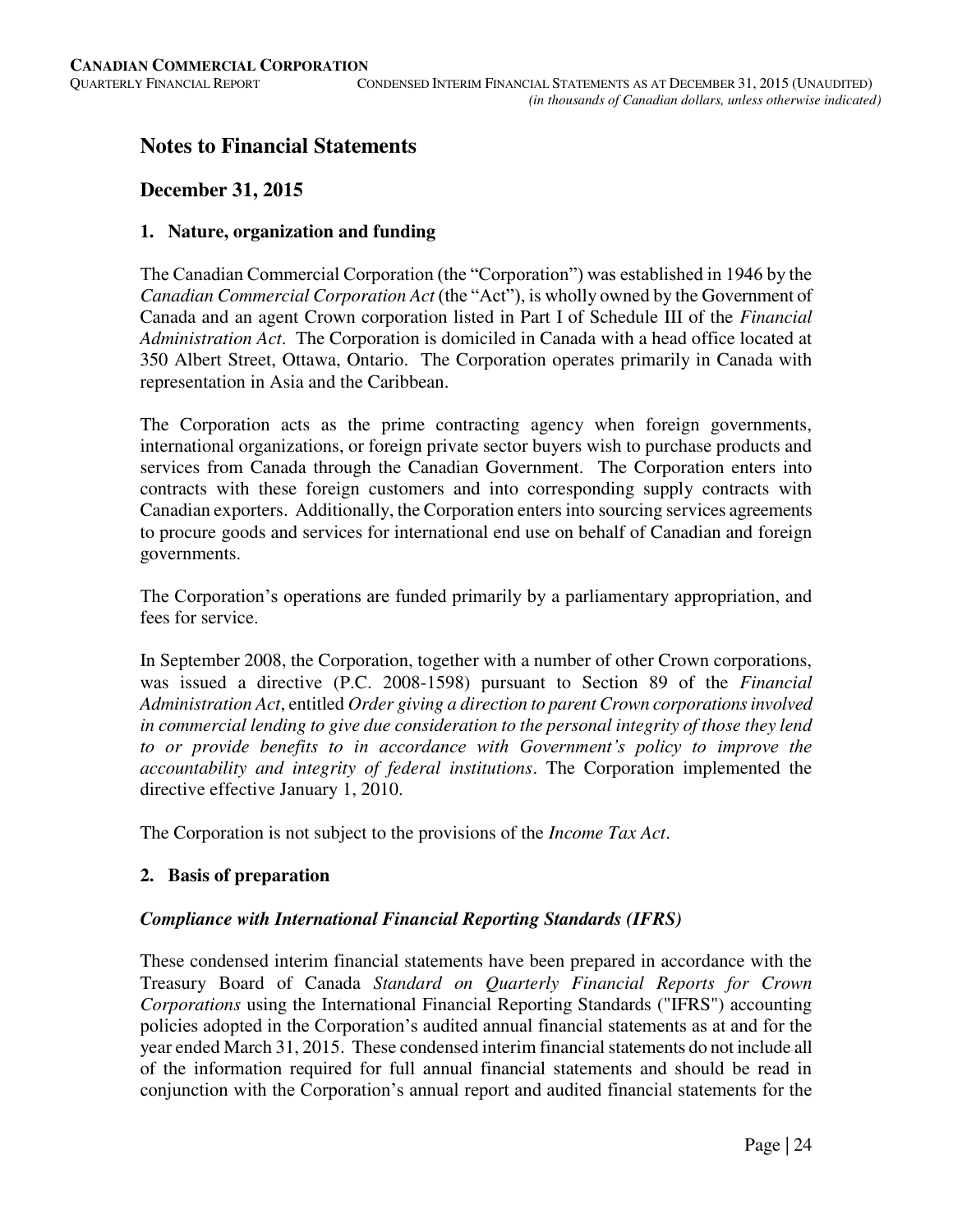# Notes to Financial Statements

## December 31, 2015

### 1. Nature, organization and funding

The Canadian Commercial Corporation (the "Corporation") was established in 1946 by the *Canadian Commercial Corporation Act* (the "Act"), is wholly owned by the Government of Canada and an agent Crown corporation listed in Part I of Schedule III of the *Financial Administration Act*. The Corporation is domiciled in Canada with a head office located at 350 Albert Street, Ottawa, Ontario. The Corporation operates primarily in Canada with representation in Asia and the Caribbean.

The Corporation acts as the prime contracting agency when foreign governments, international organizations, or foreign private sector buyers wish to purchase products and services from Canada through the Canadian Government. The Corporation enters into contracts with these foreign customers and into corresponding supply contracts with Canadian exporters. Additionally, the Corporation enters into sourcing services agreements to procure goods and services for international end use on behalf of Canadian and foreign governments.

The Corporation's operations are funded primarily by a parliamentary appropriation, and fees for service.

In September 2008, the Corporation, together with a number of other Crown corporations, was issued a directive (P.C. 2008-1598) pursuant to Section 89 of the *Financial Administration Act*, entitled *Order giving a direction to parent Crown corporations involved in commercial lending to give due consideration to the personal integrity of those they lend to or provide benefits to in accordance with Government's policy to improve the accountability and integrity of federal institutions*. The Corporation implemented the directive effective January 1, 2010.

The Corporation is not subject to the provisions of the *Income Tax Act*.

### 2. Basis of preparation

#### *Compliance with International Financial Reporting Standards (IFRS)*

These condensed interim financial statements have been prepared in accordance with the Treasury Board of Canada *Standard on Quarterly Financial Reports for Crown Corporations* using the International Financial Reporting Standards ("IFRS") accounting policies adopted in the Corporation's audited annual financial statements as at and for the year ended March 31, 2015. These condensed interim financial statements do not include all of the information required for full annual financial statements and should be read in conjunction with the Corporation's annual report and audited financial statements for the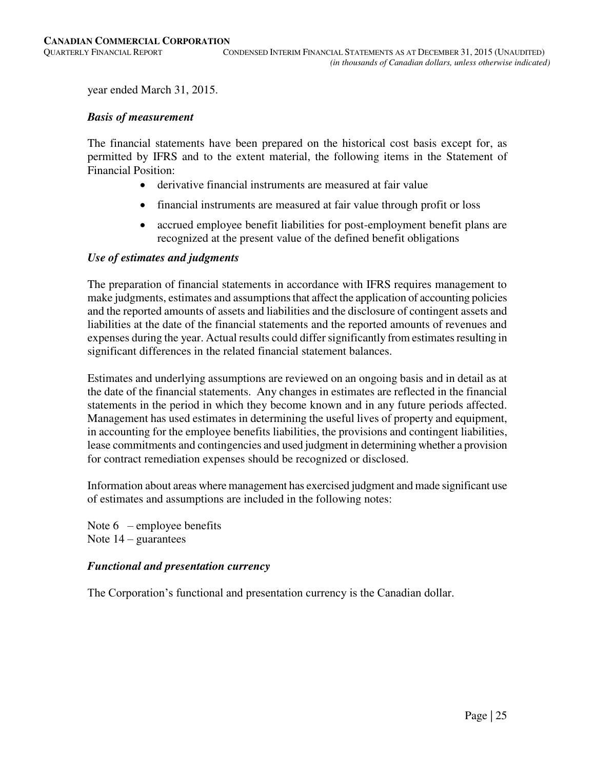year ended March 31, 2015.

### *Basis of measurement*

The financial statements have been prepared on the historical cost basis except for, as permitted by IFRS and to the extent material, the following items in the Statement of Financial Position:

- derivative financial instruments are measured at fair value
- financial instruments are measured at fair value through profit or loss
- accrued employee benefit liabilities for post-employment benefit plans are recognized at the present value of the defined benefit obligations

### *Use of estimates and judgments*

The preparation of financial statements in accordance with IFRS requires management to make judgments, estimates and assumptions that affect the application of accounting policies and the reported amounts of assets and liabilities and the disclosure of contingent assets and liabilities at the date of the financial statements and the reported amounts of revenues and expenses during the year. Actual results could differ significantly from estimates resulting in significant differences in the related financial statement balances.

Estimates and underlying assumptions are reviewed on an ongoing basis and in detail as at the date of the financial statements. Any changes in estimates are reflected in the financial statements in the period in which they become known and in any future periods affected. Management has used estimates in determining the useful lives of property and equipment, in accounting for the employee benefits liabilities, the provisions and contingent liabilities, lease commitments and contingencies and used judgment in determining whether a provision for contract remediation expenses should be recognized or disclosed.

Information about areas where management has exercised judgment and made significant use of estimates and assumptions are included in the following notes:

Note 6 – employee benefits
Note 14 – guarantees

### *Functional and presentation currency*

The Corporation's functional and presentation currency is the Canadian dollar.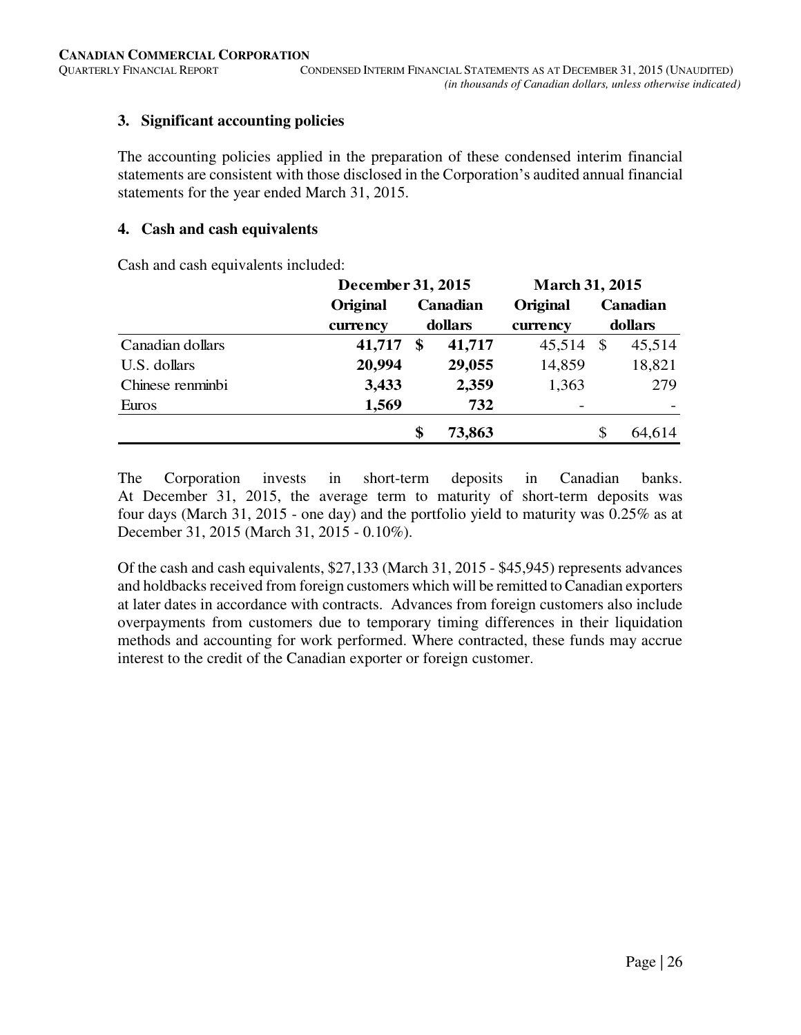### 3. Significant accounting policies

The accounting policies applied in the preparation of these condensed interim financial statements are consistent with those disclosed in the Corporation's audited annual financial statements for the year ended March 31, 2015.

### 4. Cash and cash equivalents

Cash and cash equivalents included:

| | December 31, 2015 | | March 31, 2015 | |
|---|---|---|---|---|
| | Original currency | Canadian dollars | Original currency | Canadian dollars |
| Canadian dollars | **41,717** | **$ 41,717** | 45,514 | $ 45,514 |
| U.S. dollars | **20,994** | **29,055** | 14,859 | 18,821 |
| Chinese renminbi | **3,433** | **2,359** | 1,363 | 279 |
| Euros | **1,569** | **732** | - | - |
| | | **$ 73,863** | | $ 64,614 |

The Corporation invests in short-term deposits in Canadian banks. At December 31, 2015, the average term to maturity of short-term deposits was four days (March 31, 2015 - one day) and the portfolio yield to maturity was 0.25% as at December 31, 2015 (March 31, 2015 - 0.10%).

Of the cash and cash equivalents, $27,133 (March 31, 2015 - $45,945) represents advances and holdbacks received from foreign customers which will be remitted to Canadian exporters at later dates in accordance with contracts. Advances from foreign customers also include overpayments from customers due to temporary timing differences in their liquidation methods and accounting for work performed. Where contracted, these funds may accrue interest to the credit of the Canadian exporter or foreign customer.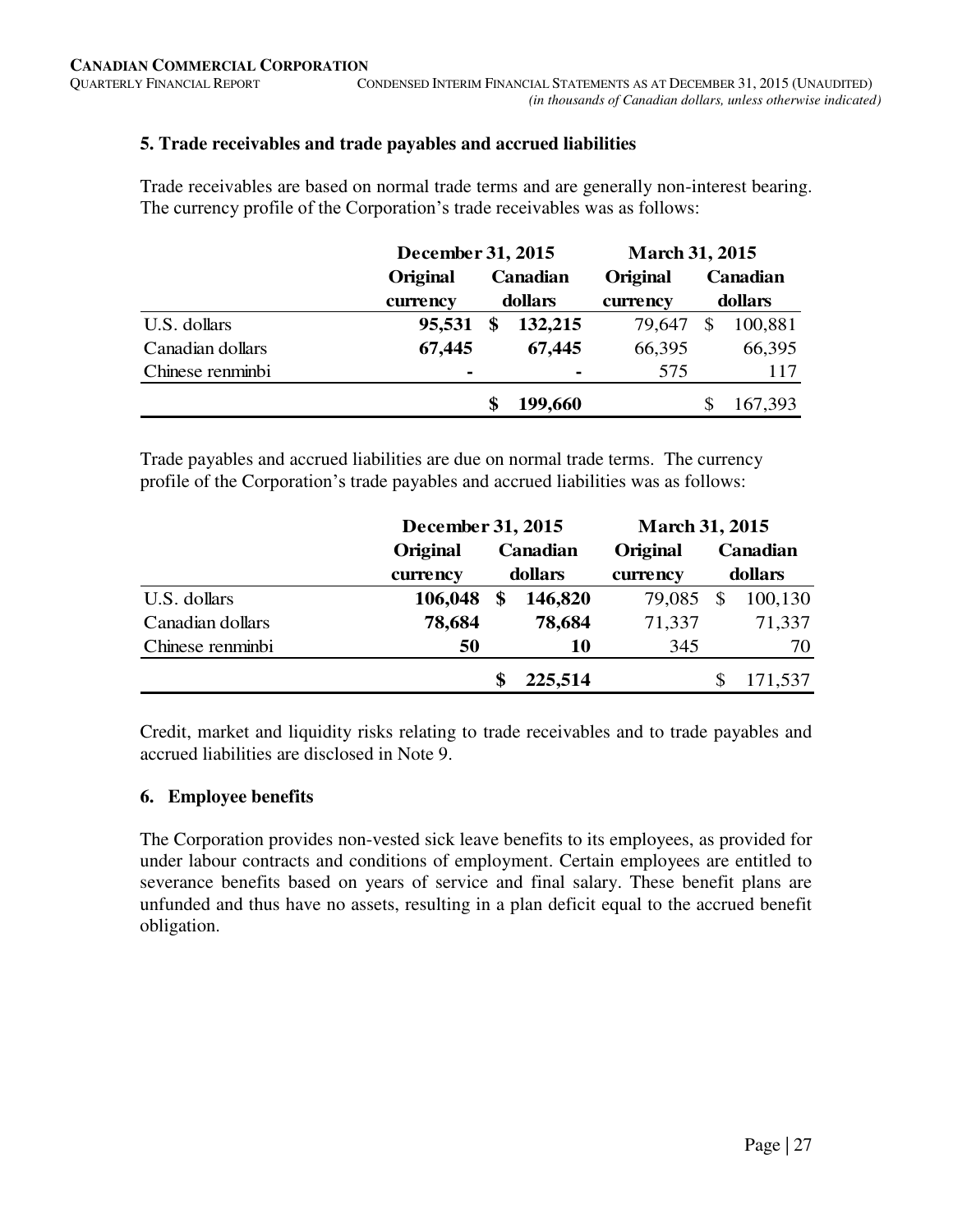## 5. Trade receivables and trade payables and accrued liabilities

Trade receivables are based on normal trade terms and are generally non-interest bearing. The currency profile of the Corporation's trade receivables was as follows:

| | December 31, 2015 | | March 31, 2015 | |
|---|---|---|---|---|
| | **Original currency** | **Canadian dollars** | **Original currency** | **Canadian dollars** |
| U.S. dollars | **95,531** | **$ 132,215** | 79,647 | $ 100,881 |
| Canadian dollars | **67,445** | **67,445** | 66,395 | 66,395 |
| Chinese renminbi | **-** | **-** | 575 | 117 |
| | | **$ 199,660** | | $ 167,393 |

Trade payables and accrued liabilities are due on normal trade terms. The currency profile of the Corporation's trade payables and accrued liabilities was as follows:

| | December 31, 2015 | | March 31, 2015 | |
|---|---|---|---|---|
| | **Original currency** | **Canadian dollars** | **Original currency** | **Canadian dollars** |
| U.S. dollars | **106,048** | **$ 146,820** | 79,085 | $ 100,130 |
| Canadian dollars | **78,684** | **78,684** | 71,337 | 71,337 |
| Chinese renminbi | **50** | **10** | 345 | 70 |
| | | **$ 225,514** | | $ 171,537 |

Credit, market and liquidity risks relating to trade receivables and to trade payables and accrued liabilities are disclosed in Note 9.

## 6. Employee benefits

The Corporation provides non-vested sick leave benefits to its employees, as provided for under labour contracts and conditions of employment. Certain employees are entitled to severance benefits based on years of service and final salary. These benefit plans are unfunded and thus have no assets, resulting in a plan deficit equal to the accrued benefit obligation.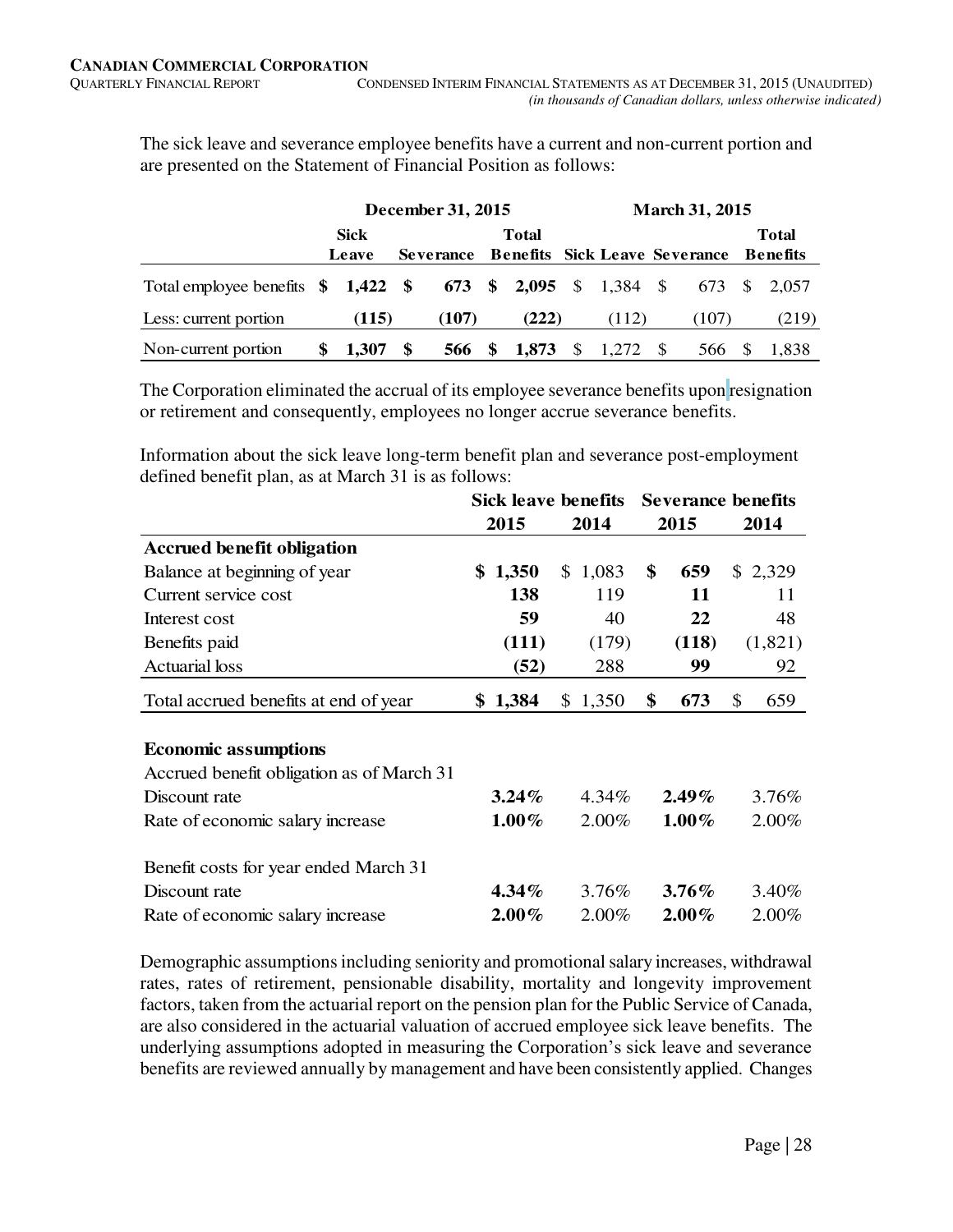The sick leave and severance employee benefits have a current and non-current portion and are presented on the Statement of Financial Position as follows:

| | December 31, 2015 | | | March 31, 2015 | | |
|---|---|---|---|---|---|---|
| | **Sick Leave** | **Severance** | **Total Benefits** | **Sick Leave** | **Severance** | **Total Benefits** |
| Total employee benefits | **$ 1,422** | **$ 673** | **$ 2,095** | $ 1,384 | $ 673 | $ 2,057 |
| Less: current portion | **(115)** | **(107)** | **(222)** | (112) | (107) | (219) |
| Non-current portion | **$ 1,307** | **$ 566** | **$ 1,873** | $ 1,272 | $ 566 | $ 1,838 |

The Corporation eliminated the accrual of its employee severance benefits upon resignation or retirement and consequently, employees no longer accrue severance benefits.

Information about the sick leave long-term benefit plan and severance post-employment defined benefit plan, as at March 31 is as follows:

| | Sick leave benefits | | Severance benefits | |
|---|---|---|---|---|
| | **2015** | **2014** | **2015** | **2014** |
| **Accrued benefit obligation** | | | | |
| Balance at beginning of year | **$ 1,350** | $ 1,083 | **$ 659** | $ 2,329 |
| Current service cost | **138** | 119 | **11** | 11 |
| Interest cost | **59** | 40 | **22** | 48 |
| Benefits paid | **(111)** | (179) | **(118)** | (1,821) |
| Actuarial loss | **(52)** | 288 | **99** | 92 |
| Total accrued benefits at end of year | **$ 1,384** | $ 1,350 | **$ 673** | $ 659 |
| | | | | |
| **Economic assumptions** | | | | |
| Accrued benefit obligation as of March 31 | | | | |
| Discount rate | **3.24%** | 4.34% | **2.49%** | 3.76% |
| Rate of economic salary increase | **1.00%** | 2.00% | **1.00%** | 2.00% |
| | | | | |
| Benefit costs for year ended March 31 | | | | |
| Discount rate | **4.34%** | 3.76% | **3.76%** | 3.40% |
| Rate of economic salary increase | **2.00%** | 2.00% | **2.00%** | 2.00% |

Demographic assumptions including seniority and promotional salary increases, withdrawal rates, rates of retirement, pensionable disability, mortality and longevity improvement factors, taken from the actuarial report on the pension plan for the Public Service of Canada, are also considered in the actuarial valuation of accrued employee sick leave benefits. The underlying assumptions adopted in measuring the Corporation's sick leave and severance benefits are reviewed annually by management and have been consistently applied. Changes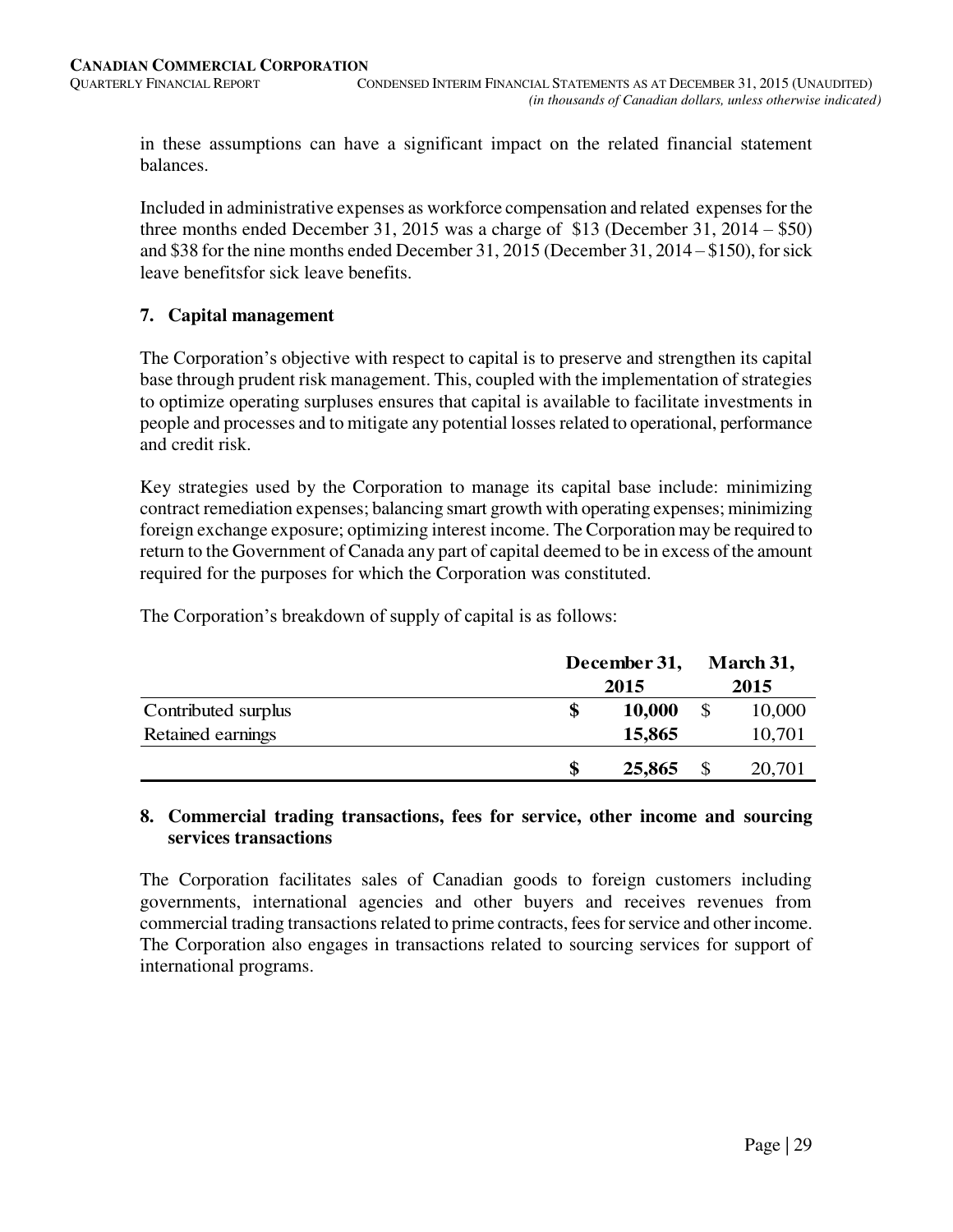in these assumptions can have a significant impact on the related financial statement balances.

Included in administrative expenses as workforce compensation and related expenses for the three months ended December 31, 2015 was a charge of $13 (December 31, 2014 – $50) and $38 for the nine months ended December 31, 2015 (December 31, 2014 – $150), for sick leave benefitsfor sick leave benefits.

## 7. Capital management

The Corporation's objective with respect to capital is to preserve and strengthen its capital base through prudent risk management. This, coupled with the implementation of strategies to optimize operating surpluses ensures that capital is available to facilitate investments in people and processes and to mitigate any potential losses related to operational, performance and credit risk.

Key strategies used by the Corporation to manage its capital base include: minimizing contract remediation expenses; balancing smart growth with operating expenses; minimizing foreign exchange exposure; optimizing interest income. The Corporation may be required to return to the Government of Canada any part of capital deemed to be in excess of the amount required for the purposes for which the Corporation was constituted.

The Corporation's breakdown of supply of capital is as follows:

| | December 31, 2015 | March 31, 2015 |
|---|---|---|
| Contributed surplus | **$ 10,000** | $ 10,000 |
| Retained earnings | **15,865** | 10,701 |
| | **$ 25,865** | $ 20,701 |

## 8. Commercial trading transactions, fees for service, other income and sourcing services transactions

The Corporation facilitates sales of Canadian goods to foreign customers including governments, international agencies and other buyers and receives revenues from commercial trading transactions related to prime contracts, fees for service and other income. The Corporation also engages in transactions related to sourcing services for support of international programs.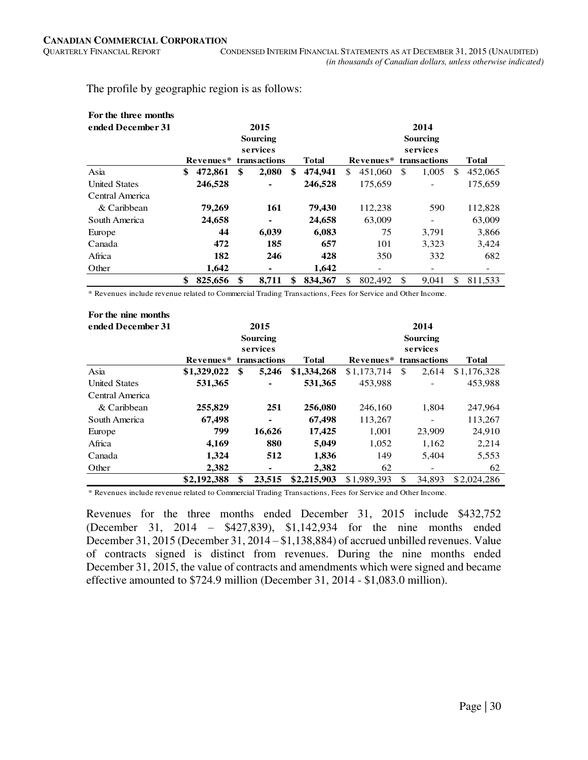The profile by geographic region is as follows:

| For the three months ended December 31 | 2015 | | | 2014 | | |
|---|---|---|---|---|---|---|
| | Revenues* | Sourcing services transactions | Total | Revenues* | Sourcing services transactions | Total |
| Asia | **$ 472,861** | **$ 2,080** | **$ 474,941** | $ 451,060 | $ 1,005 | $ 452,065 |
| United States | **246,528** | **-** | **246,528** | 175,659 | - | 175,659 |
| Central America & Caribbean | **79,269** | **161** | **79,430** | 112,238 | 590 | 112,828 |
| South America | **24,658** | **-** | **24,658** | 63,009 | - | 63,009 |
| Europe | **44** | **6,039** | **6,083** | 75 | 3,791 | 3,866 |
| Canada | **472** | **185** | **657** | 101 | 3,323 | 3,424 |
| Africa | **182** | **246** | **428** | 350 | 332 | 682 |
| Other | **1,642** | **-** | **1,642** | - | - | - |
| | **$ 825,656** | **$ 8,711** | **$ 834,367** | $ 802,492 | $ 9,041 | $ 811,533 |

\* Revenues include revenue related to Commercial Trading Transactions, Fees for Service and Other Income.

| For the nine months ended December 31 | 2015 | | | 2014 | | |
|---|---|---|---|---|---|---|
| | Revenues* | Sourcing services transactions | Total | Revenues* | Sourcing services transactions | Total |
| Asia | **$1,329,022** | **$ 5,246** | **$1,334,268** | $1,173,714 | $ 2,614 | $1,176,328 |
| United States | **531,365** | **-** | **531,365** | 453,988 | - | 453,988 |
| Central America & Caribbean | **255,829** | **251** | **256,080** | 246,160 | 1,804 | 247,964 |
| South America | **67,498** | **-** | **67,498** | 113,267 | - | 113,267 |
| Europe | **799** | **16,626** | **17,425** | 1,001 | 23,909 | 24,910 |
| Africa | **4,169** | **880** | **5,049** | 1,052 | 1,162 | 2,214 |
| Canada | **1,324** | **512** | **1,836** | 149 | 5,404 | 5,553 |
| Other | **2,382** | **-** | **2,382** | 62 | - | 62 |
| | **$2,192,388** | **$ 23,515** | **$2,215,903** | $1,989,393 | $ 34,893 | $2,024,286 |

\* Revenues include revenue related to Commercial Trading Transactions, Fees for Service and Other Income.

Revenues for the three months ended December 31, 2015 include $432,752 (December 31, 2014 – $427,839), $1,142,934 for the nine months ended December 31, 2015 (December 31, 2014 – $1,138,884) of accrued unbilled revenues. Value of contracts signed is distinct from revenues. During the nine months ended December 31, 2015, the value of contracts and amendments which were signed and became effective amounted to $724.9 million (December 31, 2014 - $1,083.0 million).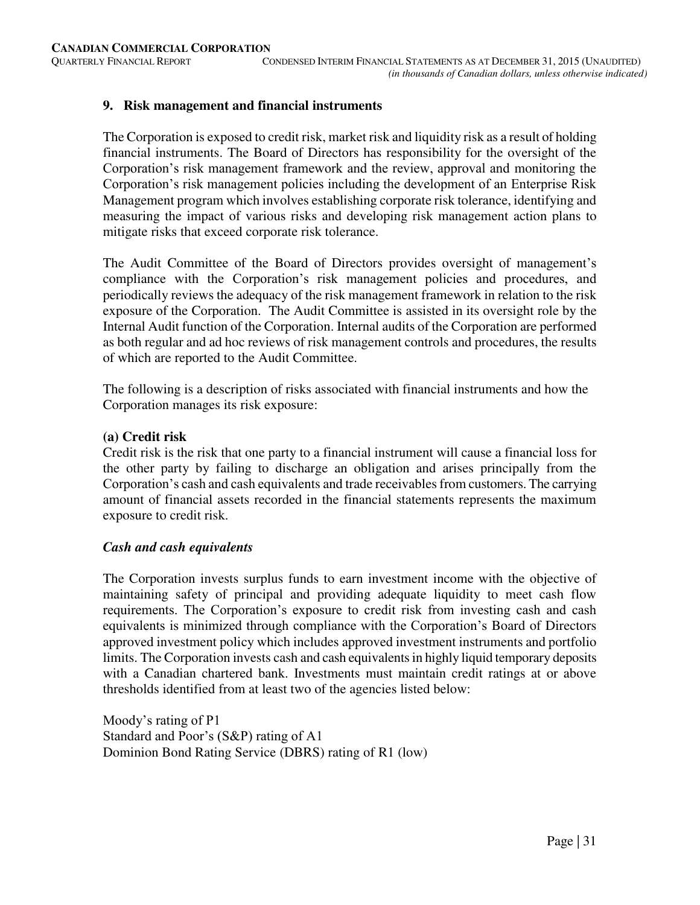## 9. Risk management and financial instruments

The Corporation is exposed to credit risk, market risk and liquidity risk as a result of holding financial instruments. The Board of Directors has responsibility for the oversight of the Corporation's risk management framework and the review, approval and monitoring the Corporation's risk management policies including the development of an Enterprise Risk Management program which involves establishing corporate risk tolerance, identifying and measuring the impact of various risks and developing risk management action plans to mitigate risks that exceed corporate risk tolerance.

The Audit Committee of the Board of Directors provides oversight of management's compliance with the Corporation's risk management policies and procedures, and periodically reviews the adequacy of the risk management framework in relation to the risk exposure of the Corporation. The Audit Committee is assisted in its oversight role by the Internal Audit function of the Corporation. Internal audits of the Corporation are performed as both regular and ad hoc reviews of risk management controls and procedures, the results of which are reported to the Audit Committee.

The following is a description of risks associated with financial instruments and how the Corporation manages its risk exposure:

**(a) Credit risk**

Credit risk is the risk that one party to a financial instrument will cause a financial loss for the other party by failing to discharge an obligation and arises principally from the Corporation's cash and cash equivalents and trade receivables from customers. The carrying amount of financial assets recorded in the financial statements represents the maximum exposure to credit risk.

***Cash and cash equivalents***

The Corporation invests surplus funds to earn investment income with the objective of maintaining safety of principal and providing adequate liquidity to meet cash flow requirements. The Corporation's exposure to credit risk from investing cash and cash equivalents is minimized through compliance with the Corporation's Board of Directors approved investment policy which includes approved investment instruments and portfolio limits. The Corporation invests cash and cash equivalents in highly liquid temporary deposits with a Canadian chartered bank. Investments must maintain credit ratings at or above thresholds identified from at least two of the agencies listed below:

Moody's rating of P1
Standard and Poor's (S&P) rating of A1
Dominion Bond Rating Service (DBRS) rating of R1 (low)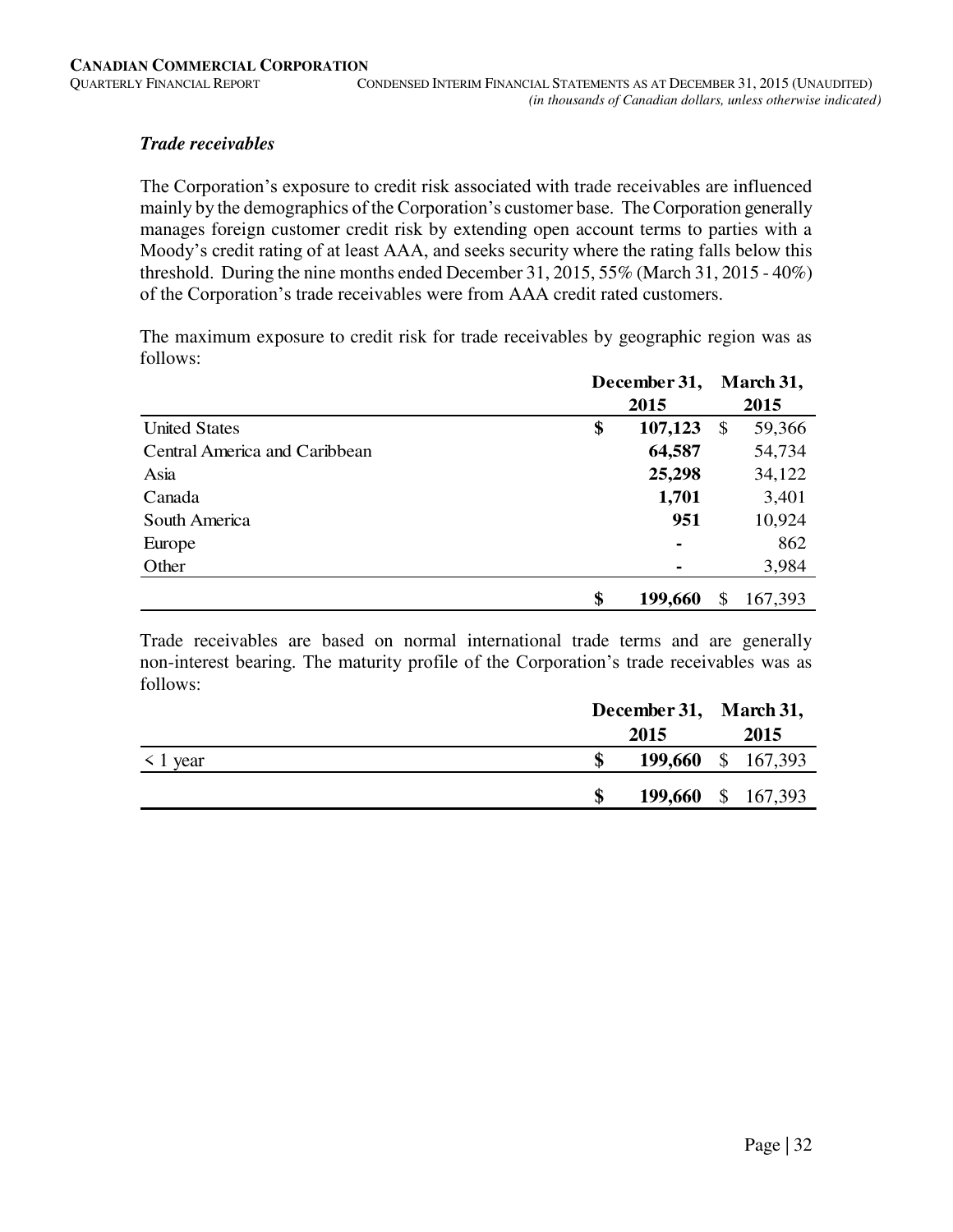### *Trade receivables*

The Corporation's exposure to credit risk associated with trade receivables are influenced mainly by the demographics of the Corporation's customer base. The Corporation generally manages foreign customer credit risk by extending open account terms to parties with a Moody's credit rating of at least AAA, and seeks security where the rating falls below this threshold. During the nine months ended December 31, 2015, 55% (March 31, 2015 - 40%) of the Corporation's trade receivables were from AAA credit rated customers.

The maximum exposure to credit risk for trade receivables by geographic region was as follows:

| | December 31, 2015 | March 31, 2015 |
|---|---|---|
| United States | **$ 107,123** | $ 59,366 |
| Central America and Caribbean | **64,587** | 54,734 |
| Asia | **25,298** | 34,122 |
| Canada | **1,701** | 3,401 |
| South America | **951** | 10,924 |
| Europe | **-** | 862 |
| Other | **-** | 3,984 |
| | **$ 199,660** | $ 167,393 |

Trade receivables are based on normal international trade terms and are generally non-interest bearing. The maturity profile of the Corporation's trade receivables was as follows:

| | December 31, 2015 | March 31, 2015 |
|---|---|---|
| < 1 year | **$ 199,660** | $ 167,393 |
| | **$ 199,660** | $ 167,393 |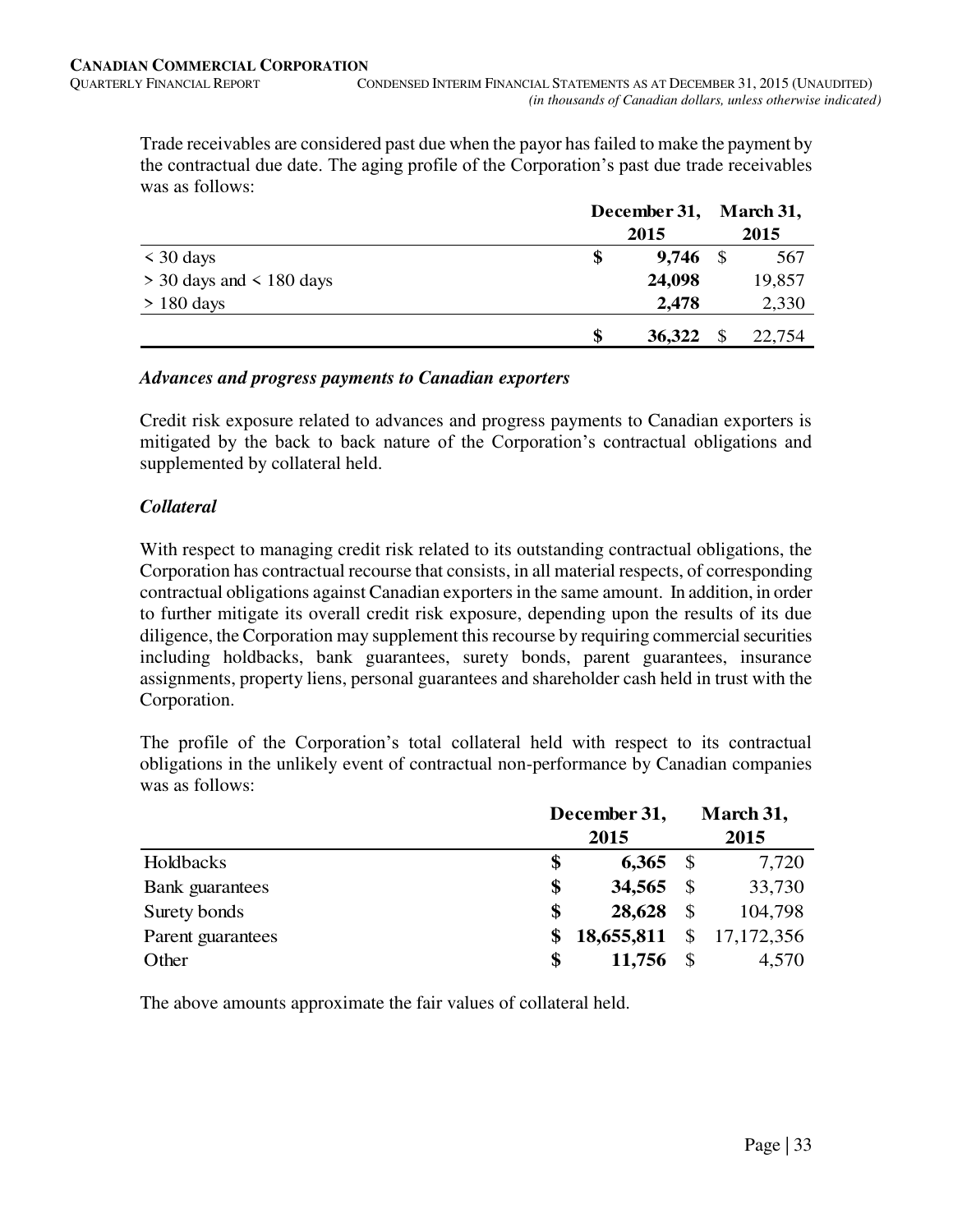Trade receivables are considered past due when the payor has failed to make the payment by the contractual due date. The aging profile of the Corporation's past due trade receivables was as follows:

| | December 31, 2015 | March 31, 2015 |
|---|---|---|
| < 30 days | **$ 9,746** | $ 567 |
| > 30 days and < 180 days | **24,098** | 19,857 |
| > 180 days | **2,478** | 2,330 |
| | **$ 36,322** | $ 22,754 |

### *Advances and progress payments to Canadian exporters*

Credit risk exposure related to advances and progress payments to Canadian exporters is mitigated by the back to back nature of the Corporation's contractual obligations and supplemented by collateral held.

### *Collateral*

With respect to managing credit risk related to its outstanding contractual obligations, the Corporation has contractual recourse that consists, in all material respects, of corresponding contractual obligations against Canadian exporters in the same amount. In addition, in order to further mitigate its overall credit risk exposure, depending upon the results of its due diligence, the Corporation may supplement this recourse by requiring commercial securities including holdbacks, bank guarantees, surety bonds, parent guarantees, insurance assignments, property liens, personal guarantees and shareholder cash held in trust with the Corporation.

The profile of the Corporation's total collateral held with respect to its contractual obligations in the unlikely event of contractual non-performance by Canadian companies was as follows:

| | December 31, 2015 | March 31, 2015 |
|---|---|---|
| Holdbacks | **$ 6,365** | $ 7,720 |
| Bank guarantees | **$ 34,565** | $ 33,730 |
| Surety bonds | **$ 28,628** | $ 104,798 |
| Parent guarantees | **$ 18,655,811** | $ 17,172,356 |
| Other | **$ 11,756** | $ 4,570 |

The above amounts approximate the fair values of collateral held.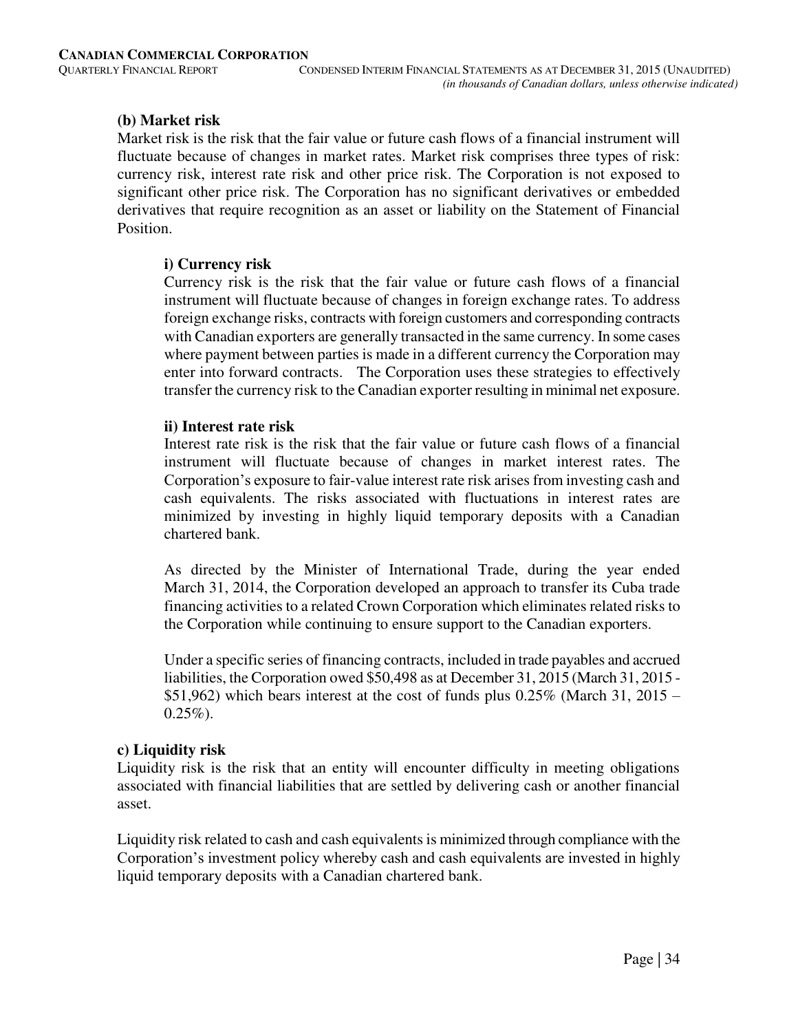**(b) Market risk**

Market risk is the risk that the fair value or future cash flows of a financial instrument will fluctuate because of changes in market rates. Market risk comprises three types of risk: currency risk, interest rate risk and other price risk. The Corporation is not exposed to significant other price risk. The Corporation has no significant derivatives or embedded derivatives that require recognition as an asset or liability on the Statement of Financial Position.

**i) Currency risk**

Currency risk is the risk that the fair value or future cash flows of a financial instrument will fluctuate because of changes in foreign exchange rates. To address foreign exchange risks, contracts with foreign customers and corresponding contracts with Canadian exporters are generally transacted in the same currency. In some cases where payment between parties is made in a different currency the Corporation may enter into forward contracts. The Corporation uses these strategies to effectively transfer the currency risk to the Canadian exporter resulting in minimal net exposure.

**ii) Interest rate risk**

Interest rate risk is the risk that the fair value or future cash flows of a financial instrument will fluctuate because of changes in market interest rates. The Corporation's exposure to fair-value interest rate risk arises from investing cash and cash equivalents. The risks associated with fluctuations in interest rates are minimized by investing in highly liquid temporary deposits with a Canadian chartered bank.

As directed by the Minister of International Trade, during the year ended March 31, 2014, the Corporation developed an approach to transfer its Cuba trade financing activities to a related Crown Corporation which eliminates related risks to the Corporation while continuing to ensure support to the Canadian exporters.

Under a specific series of financing contracts, included in trade payables and accrued liabilities, the Corporation owed $50,498 as at December 31, 2015 (March 31, 2015 - $51,962) which bears interest at the cost of funds plus 0.25% (March 31, 2015 – 0.25%).

**c) Liquidity risk**

Liquidity risk is the risk that an entity will encounter difficulty in meeting obligations associated with financial liabilities that are settled by delivering cash or another financial asset.

Liquidity risk related to cash and cash equivalents is minimized through compliance with the Corporation's investment policy whereby cash and cash equivalents are invested in highly liquid temporary deposits with a Canadian chartered bank.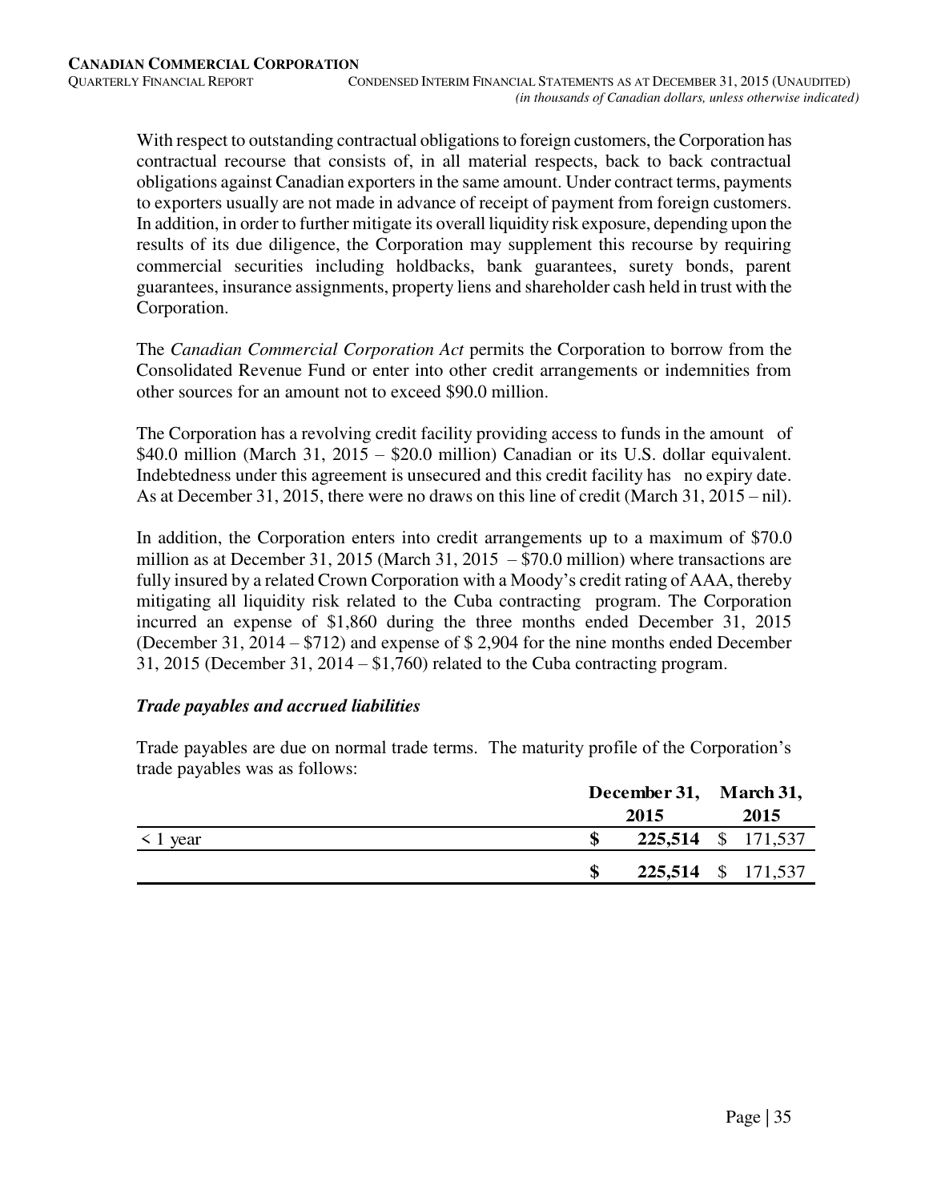With respect to outstanding contractual obligations to foreign customers, the Corporation has contractual recourse that consists of, in all material respects, back to back contractual obligations against Canadian exporters in the same amount. Under contract terms, payments to exporters usually are not made in advance of receipt of payment from foreign customers. In addition, in order to further mitigate its overall liquidity risk exposure, depending upon the results of its due diligence, the Corporation may supplement this recourse by requiring commercial securities including holdbacks, bank guarantees, surety bonds, parent guarantees, insurance assignments, property liens and shareholder cash held in trust with the Corporation.

The *Canadian Commercial Corporation Act* permits the Corporation to borrow from the Consolidated Revenue Fund or enter into other credit arrangements or indemnities from other sources for an amount not to exceed $90.0 million.

The Corporation has a revolving credit facility providing access to funds in the amount of $40.0 million (March 31, 2015 – $20.0 million) Canadian or its U.S. dollar equivalent. Indebtedness under this agreement is unsecured and this credit facility has no expiry date. As at December 31, 2015, there were no draws on this line of credit (March 31, 2015 – nil).

In addition, the Corporation enters into credit arrangements up to a maximum of $70.0 million as at December 31, 2015 (March 31, 2015 – $70.0 million) where transactions are fully insured by a related Crown Corporation with a Moody's credit rating of AAA, thereby mitigating all liquidity risk related to the Cuba contracting program. The Corporation incurred an expense of $1,860 during the three months ended December 31, 2015 (December 31, 2014 – $712) and expense of $ 2,904 for the nine months ended December 31, 2015 (December 31, 2014 – $1,760) related to the Cuba contracting program.

### *Trade payables and accrued liabilities*

Trade payables are due on normal trade terms. The maturity profile of the Corporation's trade payables was as follows:

| | **December 31, 2015** | **March 31, 2015** |
|---|---|---|
| < 1 year | **$ 225,514** | $ 171,537 |
| | **$ 225,514** | $ 171,537 |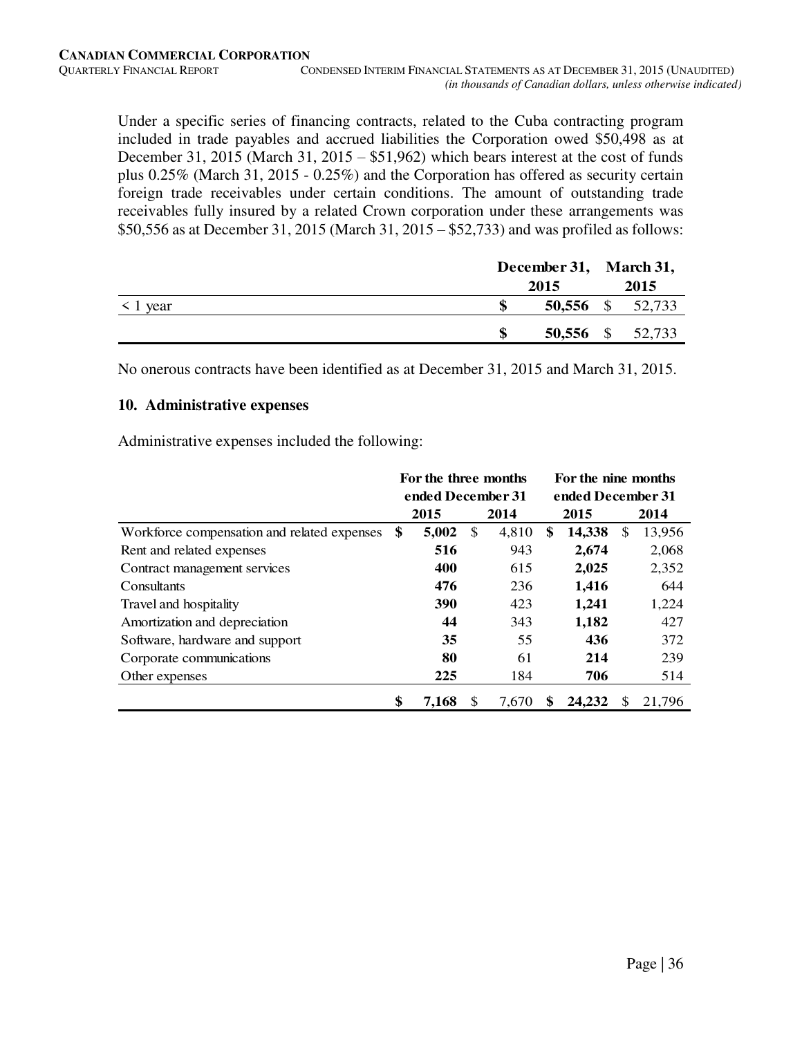Under a specific series of financing contracts, related to the Cuba contracting program included in trade payables and accrued liabilities the Corporation owed $50,498 as at December 31, 2015 (March 31, 2015 – $51,962) which bears interest at the cost of funds plus 0.25% (March 31, 2015 - 0.25%) and the Corporation has offered as security certain foreign trade receivables under certain conditions. The amount of outstanding trade receivables fully insured by a related Crown corporation under these arrangements was $50,556 as at December 31, 2015 (March 31, 2015 – $52,733) and was profiled as follows:

| | December 31, 2015 | March 31, 2015 |
|---|---|---|
| < 1 year | **$ 50,556** | $ 52,733 |
| | **$ 50,556** | $ 52,733 |

No onerous contracts have been identified as at December 31, 2015 and March 31, 2015.

## 10. Administrative expenses

Administrative expenses included the following:

| | For the three months ended December 31 | | For the nine months ended December 31 | |
|---|---|---|---|---|
| | **2015** | 2014 | **2015** | 2014 |
| Workforce compensation and related expenses | **$ 5,002** | $ 4,810 | **$ 14,338** | $ 13,956 |
| Rent and related expenses | **516** | 943 | **2,674** | 2,068 |
| Contract management services | **400** | 615 | **2,025** | 2,352 |
| Consultants | **476** | 236 | **1,416** | 644 |
| Travel and hospitality | **390** | 423 | **1,241** | 1,224 |
| Amortization and depreciation | **44** | 343 | **1,182** | 427 |
| Software, hardware and support | **35** | 55 | **436** | 372 |
| Corporate communications | **80** | 61 | **214** | 239 |
| Other expenses | **225** | 184 | **706** | 514 |
| | **$ 7,168** | $ 7,670 | **$ 24,232** | $ 21,796 |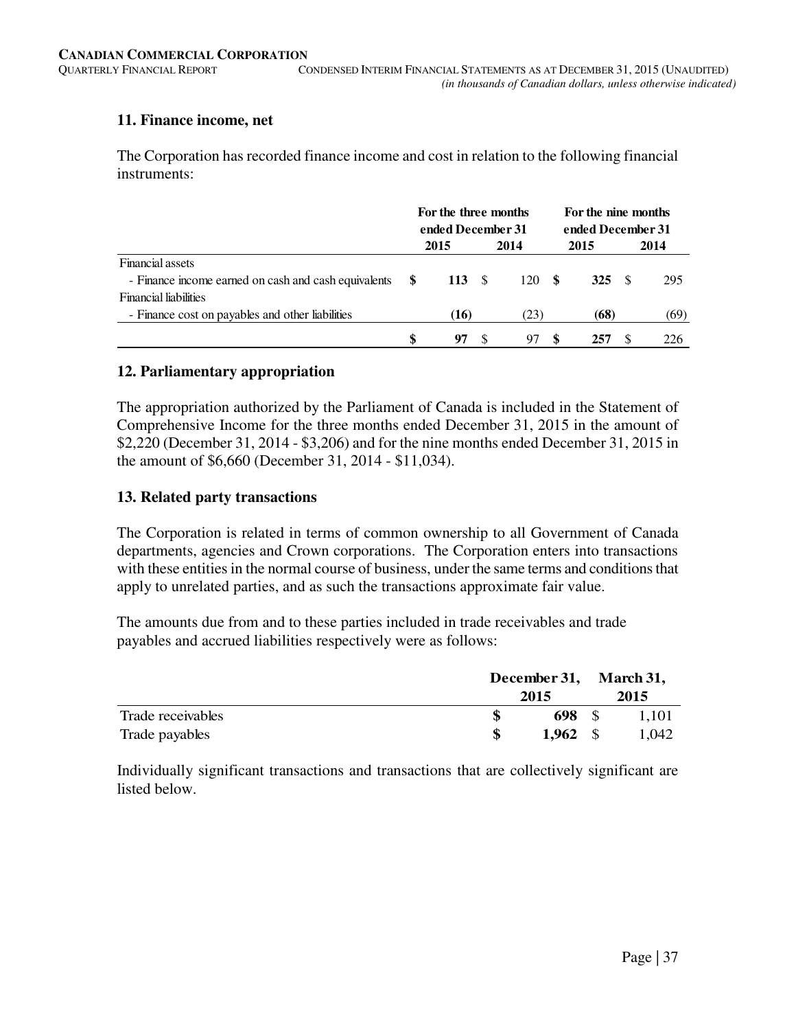## 11. Finance income, net

The Corporation has recorded finance income and cost in relation to the following financial instruments:

| | For the three months ended December 31 | | For the nine months ended December 31 | |
|---|---|---|---|---|
| | **2015** | **2014** | **2015** | **2014** |
| Financial assets | | | | |
| - Finance income earned on cash and cash equivalents | **$ 113** | $ 120 | **$ 325** | $ 295 |
| Financial liabilities | | | | |
| - Finance cost on payables and other liabilities | **(16)** | (23) | **(68)** | (69) |
| | **$ 97** | $ 97 | **$ 257** | $ 226 |

## 12. Parliamentary appropriation

The appropriation authorized by the Parliament of Canada is included in the Statement of Comprehensive Income for the three months ended December 31, 2015 in the amount of $2,220 (December 31, 2014 - $3,206) and for the nine months ended December 31, 2015 in the amount of $6,660 (December 31, 2014 - $11,034).

## 13. Related party transactions

The Corporation is related in terms of common ownership to all Government of Canada departments, agencies and Crown corporations. The Corporation enters into transactions with these entities in the normal course of business, under the same terms and conditions that apply to unrelated parties, and as such the transactions approximate fair value.

The amounts due from and to these parties included in trade receivables and trade payables and accrued liabilities respectively were as follows:

| | December 31, 2015 | March 31, 2015 |
|---|---|---|
| Trade receivables | **$ 698** | $ 1,101 |
| Trade payables | **$ 1,962** | $ 1,042 |

Individually significant transactions and transactions that are collectively significant are listed below.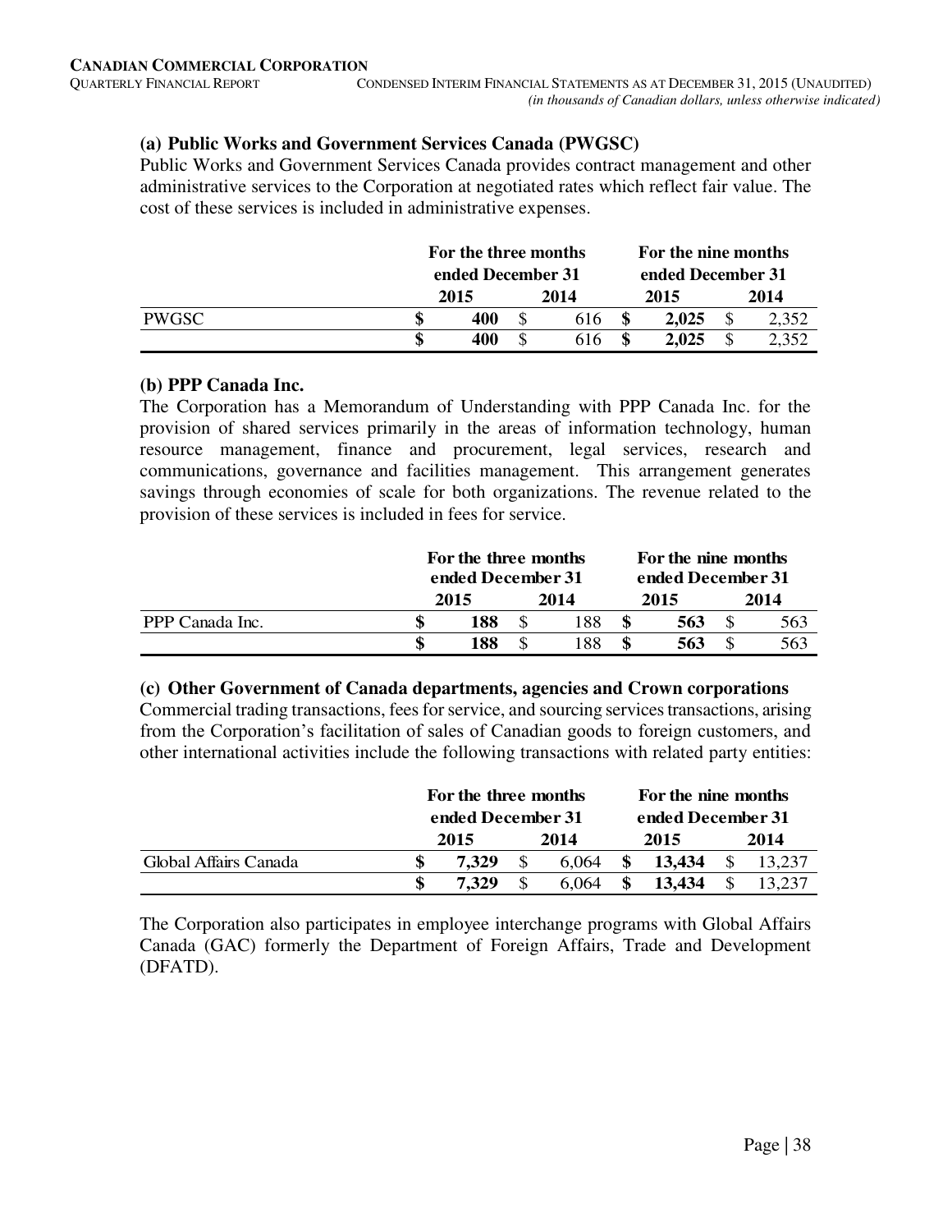### (a) Public Works and Government Services Canada (PWGSC)

Public Works and Government Services Canada provides contract management and other administrative services to the Corporation at negotiated rates which reflect fair value. The cost of these services is included in administrative expenses.

| | For the three months ended December 31 | | For the nine months ended December 31 | |
|---|---|---|---|---|
| | **2015** | **2014** | **2015** | **2014** |
| PWGSC | **$ 400** | $ 616 | **$ 2,025** | $ 2,352 |
| | **$ 400** | $ 616 | **$ 2,025** | $ 2,352 |

### (b) PPP Canada Inc.

The Corporation has a Memorandum of Understanding with PPP Canada Inc. for the provision of shared services primarily in the areas of information technology, human resource management, finance and procurement, legal services, research and communications, governance and facilities management. This arrangement generates savings through economies of scale for both organizations. The revenue related to the provision of these services is included in fees for service.

| | For the three months ended December 31 | | For the nine months ended December 31 | |
|---|---|---|---|---|
| | **2015** | **2014** | **2015** | **2014** |
| PPP Canada Inc. | **$ 188** | $ 188 | **$ 563** | $ 563 |
| | **$ 188** | $ 188 | **$ 563** | $ 563 |

### (c) Other Government of Canada departments, agencies and Crown corporations

Commercial trading transactions, fees for service, and sourcing services transactions, arising from the Corporation's facilitation of sales of Canadian goods to foreign customers, and other international activities include the following transactions with related party entities:

| | For the three months ended December 31 | | For the nine months ended December 31 | |
|---|---|---|---|---|
| | **2015** | **2014** | **2015** | **2014** |
| Global Affairs Canada | **$ 7,329** | $ 6,064 | **$ 13,434** | $ 13,237 |
| | **$ 7,329** | $ 6,064 | **$ 13,434** | $ 13,237 |

The Corporation also participates in employee interchange programs with Global Affairs Canada (GAC) formerly the Department of Foreign Affairs, Trade and Development (DFATD).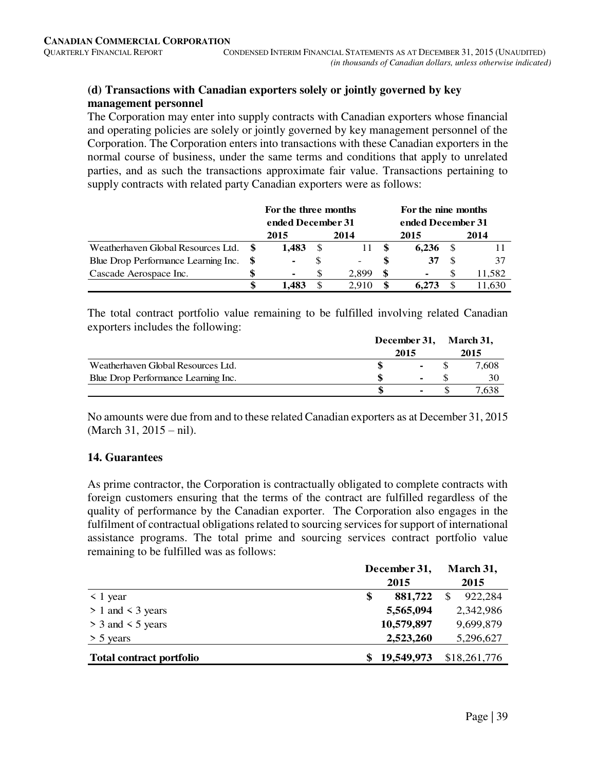### (d) Transactions with Canadian exporters solely or jointly governed by key management personnel

The Corporation may enter into supply contracts with Canadian exporters whose financial and operating policies are solely or jointly governed by key management personnel of the Corporation. The Corporation enters into transactions with these Canadian exporters in the normal course of business, under the same terms and conditions that apply to unrelated parties, and as such the transactions approximate fair value. Transactions pertaining to supply contracts with related party Canadian exporters were as follows:

| | For the three months ended December 31 | | For the nine months ended December 31 | |
|---|---|---|---|---|
| | 2015 | 2014 | 2015 | 2014 |
| Weatherhaven Global Resources Ltd. | **$ 1,483** | $ 11 | **$ 6,236** | $ 11 |
| Blue Drop Performance Learning Inc. | **$ -** | $ - | **$ 37** | $ 37 |
| Cascade Aerospace Inc. | **$ -** | $ 2,899 | **$ -** | $ 11,582 |
| | **$ 1,483** | $ 2,910 | **$ 6,273** | $ 11,630 |

The total contract portfolio value remaining to be fulfilled involving related Canadian exporters includes the following:

| | December 31, 2015 | March 31, 2015 |
|---|---|---|
| Weatherhaven Global Resources Ltd. | **$ -** | $ 7,608 |
| Blue Drop Performance Learning Inc. | **$ -** | $ 30 |
| | **$ -** | $ 7,638 |

No amounts were due from and to these related Canadian exporters as at December 31, 2015 (March 31, 2015 – nil).

## 14. Guarantees

As prime contractor, the Corporation is contractually obligated to complete contracts with foreign customers ensuring that the terms of the contract are fulfilled regardless of the quality of performance by the Canadian exporter. The Corporation also engages in the fulfilment of contractual obligations related to sourcing services for support of international assistance programs. The total prime and sourcing services contract portfolio value remaining to be fulfilled was as follows:

| | December 31, 2015 | March 31, 2015 |
|---|---|---|
| < 1 year | **$ 881,722** | $ 922,284 |
| > 1 and < 3 years | **5,565,094** | 2,342,986 |
| > 3 and < 5 years | **10,579,897** | 9,699,879 |
| > 5 years | **2,523,260** | 5,296,627 |
| **Total contract portfolio** | **$ 19,549,973** | $18,261,776 |